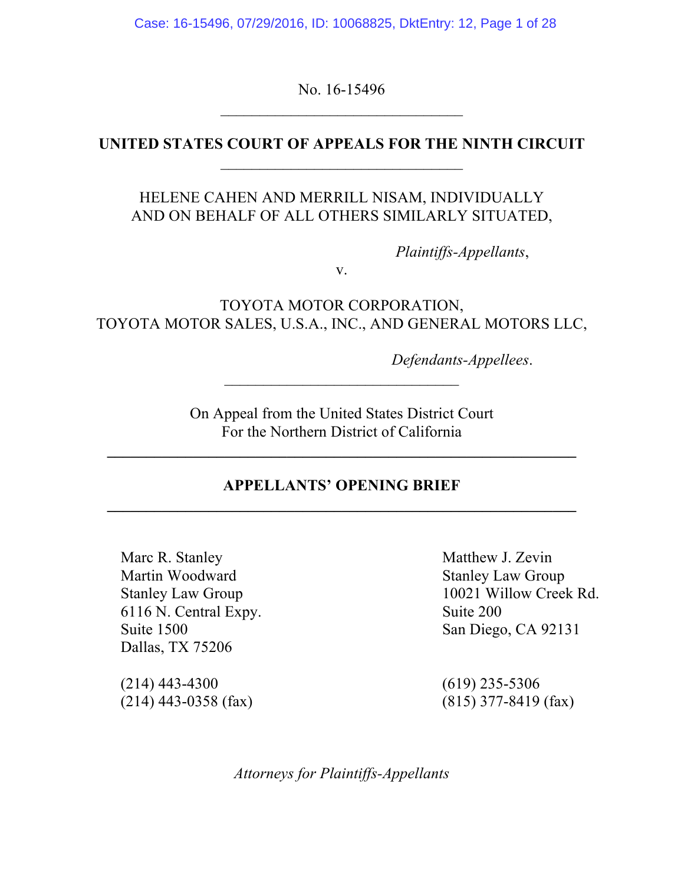No. 16-15496

---

**UNITED STATES COURT OF APPEALS FOR THE NINTH CIRCUIT**

---

HELENE CAHEN AND MERRILL NISAM, INDIVIDUALLY AND ON BEHALF OF ALL OTHERS SIMILARLY SITUATED,

*Plaintiffs-Appellants*,

v.

TOYOTA MOTOR CORPORATION, TOYOTA MOTOR SALES, U.S.A., INC., AND GENERAL MOTORS LLC,

*Defendants-Appellees*.

---

On Appeal from the United States District Court
For the Northern District of California

---

**APPELLANTS' OPENING BRIEF**

---

Marc R. Stanley
Martin Woodward
Stanley Law Group
6116 N. Central Expy.
Suite 1500
Dallas, TX 75206

(214) 443-4300
(214) 443-0358 (fax)

Matthew J. Zevin
Stanley Law Group
10021 Willow Creek Rd.
Suite 200
San Diego, CA 92131

(619) 235-5306
(815) 377-8419 (fax)

*Attorneys for Plaintiffs-Appellants*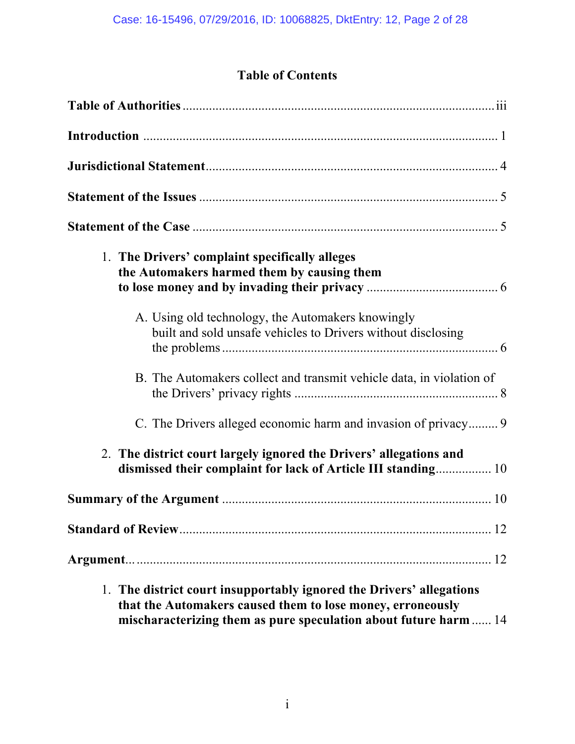# Table of Contents

**Table of Authorities** ................................................................................................ iii

**Introduction** ........................................................................................................... 1

**Jurisdictional Statement** ........................................................................................ 4

**Statement of the Issues** .......................................................................................... 5

**Statement of the Case** ............................................................................................ 5

1. **The Drivers' complaint specifically alleges the Automakers harmed them by causing them to lose money and by invading their privacy** ........................................ 6

   A. Using old technology, the Automakers knowingly built and sold unsafe vehicles to Drivers without disclosing the problems .................................................................................... 6

   B. The Automakers collect and transmit vehicle data, in violation of the Drivers' privacy rights ............................................................ 8

   C. The Drivers alleged economic harm and invasion of privacy......... 9

2. **The district court largely ignored the Drivers' allegations and dismissed their complaint for lack of Article III standing**................. 10

**Summary of the Argument** ................................................................................. 10

**Standard of Review**.............................................................................................. 12

**Argument**... ........................................................................................................... 12

1. **The district court insupportably ignored the Drivers' allegations that the Automakers caused them to lose money, erroneously mischaracterizing them as pure speculation about future harm** ...... 14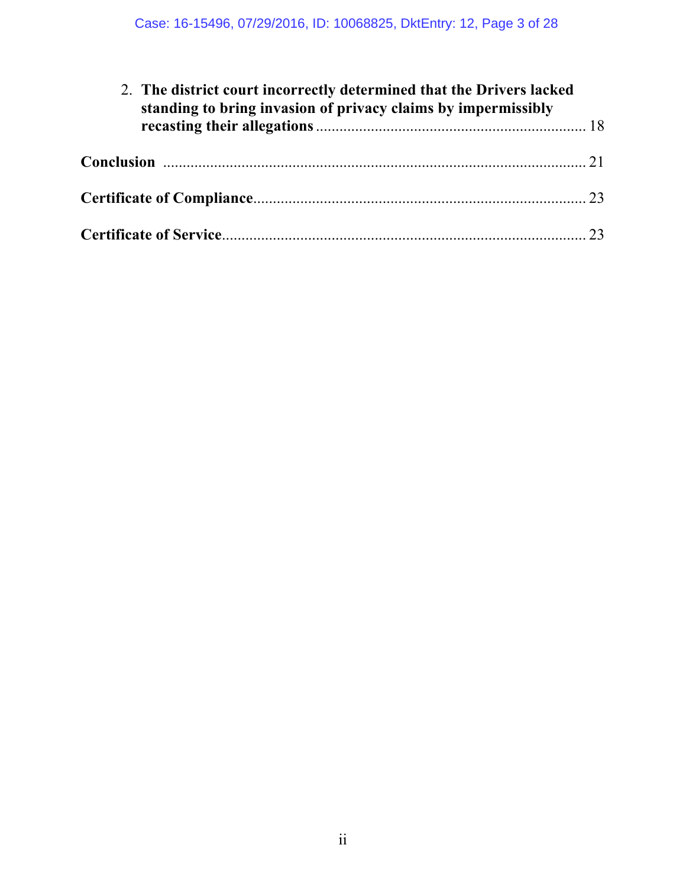2. **The district court incorrectly determined that the Drivers lacked standing to bring invasion of privacy claims by impermissibly recasting their allegations** .................... 18

**Conclusion** .................................................................................... 21

**Certificate of Compliance** .................................................................. 23

**Certificate of Service** ........................................................................ 23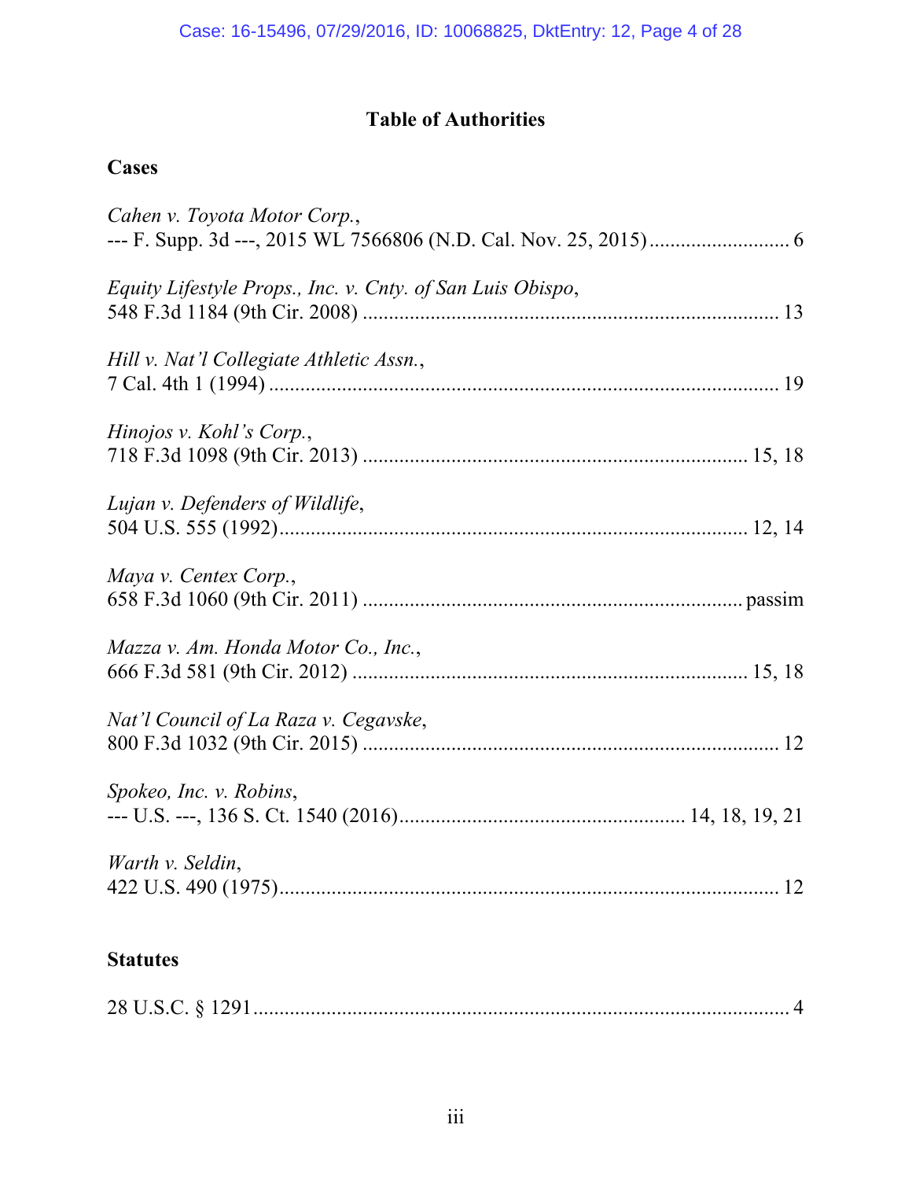# Table of Authorities

## Cases

*Cahen v. Toyota Motor Corp.*,
--- F. Supp. 3d ---, 2015 WL 7566806 (N.D. Cal. Nov. 25, 2015) .......................... 6

*Equity Lifestyle Props., Inc. v. Cnty. of San Luis Obispo*,
548 F.3d 1184 (9th Cir. 2008) ............................................................................... 13

*Hill v. Nat'l Collegiate Athletic Assn.*,
7 Cal. 4th 1 (1994) ................................................................................................ 19

*Hinojos v. Kohl's Corp.*,
718 F.3d 1098 (9th Cir. 2013) ........................................................................ 15, 18

*Lujan v. Defenders of Wildlife*,
504 U.S. 555 (1992) ........................................................................................ 12, 14

*Maya v. Centex Corp.*,
658 F.3d 1060 (9th Cir. 2011) ....................................................................... passim

*Mazza v. Am. Honda Motor Co., Inc.*,
666 F.3d 581 (9th Cir. 2012) ......................................................................... 15, 18

*Nat'l Council of La Raza v. Cegavske*,
800 F.3d 1032 (9th Cir. 2015) ............................................................................... 12

*Spokeo, Inc. v. Robins*,
--- U.S. ---, 136 S. Ct. 1540 (2016) ...................................................... 14, 18, 19, 21

*Warth v. Seldin*,
422 U.S. 490 (1975) ................................................................................................ 12

## Statutes

28 U.S.C. § 1291 ....................................................................................................... 4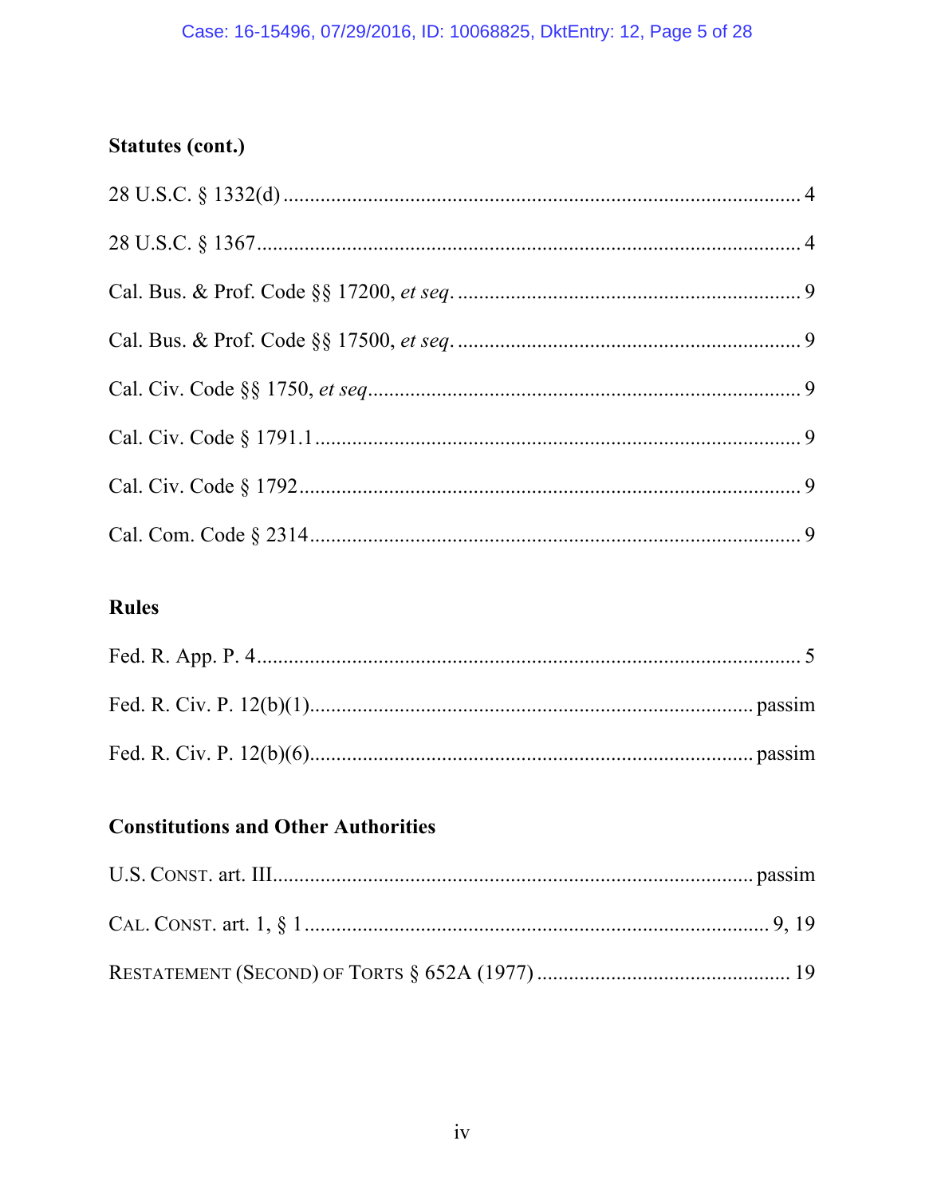**Statutes (cont.)**

28 U.S.C. § 1332(d) .................................................................................................. 4

28 U.S.C. § 1367 ........................................................................................................ 4

Cal. Bus. & Prof. Code §§ 17200, *et seq*. ................................................................. 9

Cal. Bus. & Prof. Code §§ 17500, *et seq*. ................................................................. 9

Cal. Civ. Code §§ 1750, *et seq* .................................................................................. 9

Cal. Civ. Code § 1791.1 ............................................................................................ 9

Cal. Civ. Code § 1792 ................................................................................................ 9

Cal. Com. Code § 2314 .............................................................................................. 9

**Rules**

Fed. R. App. P. 4 ........................................................................................................ 5

Fed. R. Civ. P. 12(b)(1) .................................................................................. passim

Fed. R. Civ. P. 12(b)(6) .................................................................................. passim

**Constitutions and Other Authorities**

U.S. CONST. art. III ......................................................................................... passim

CAL. CONST. art. 1, § 1 ...................................................................................... 9, 19

RESTATEMENT (SECOND) OF TORTS § 652A (1977) ................................................ 19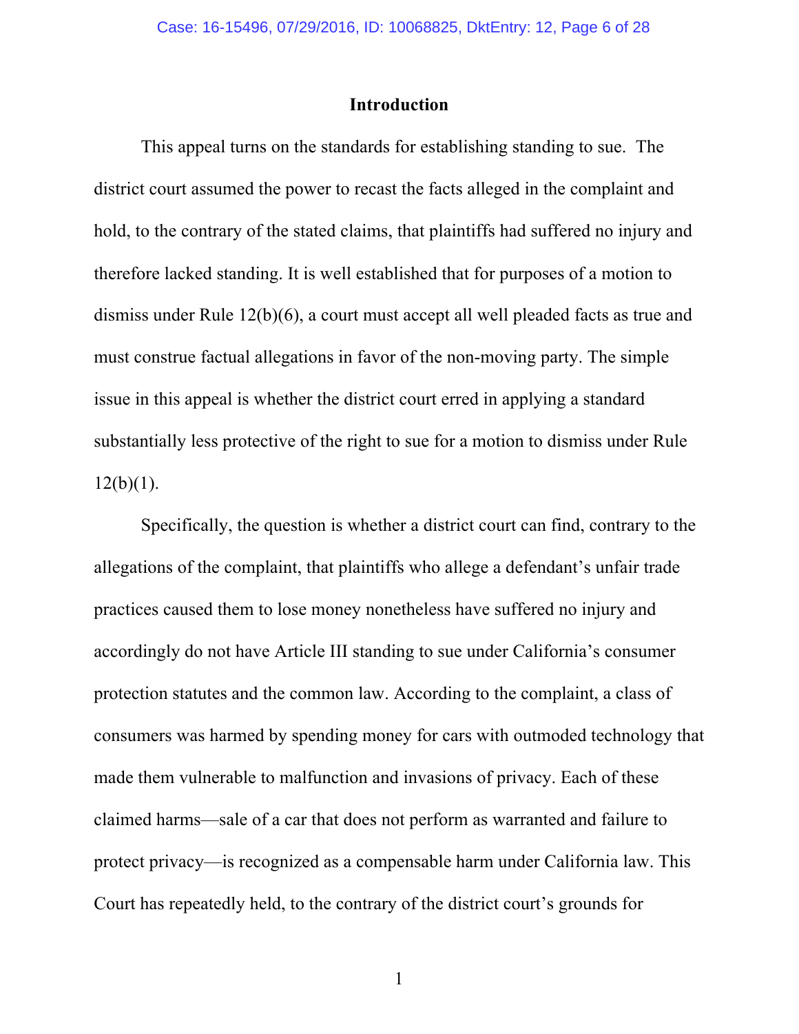## Introduction

This appeal turns on the standards for establishing standing to sue. The district court assumed the power to recast the facts alleged in the complaint and hold, to the contrary of the stated claims, that plaintiffs had suffered no injury and therefore lacked standing. It is well established that for purposes of a motion to dismiss under Rule 12(b)(6), a court must accept all well pleaded facts as true and must construe factual allegations in favor of the non-moving party. The simple issue in this appeal is whether the district court erred in applying a standard substantially less protective of the right to sue for a motion to dismiss under Rule 12(b)(1).

Specifically, the question is whether a district court can find, contrary to the allegations of the complaint, that plaintiffs who allege a defendant's unfair trade practices caused them to lose money nonetheless have suffered no injury and accordingly do not have Article III standing to sue under California's consumer protection statutes and the common law. According to the complaint, a class of consumers was harmed by spending money for cars with outmoded technology that made them vulnerable to malfunction and invasions of privacy. Each of these claimed harms—sale of a car that does not perform as warranted and failure to protect privacy—is recognized as a compensable harm under California law. This Court has repeatedly held, to the contrary of the district court's grounds for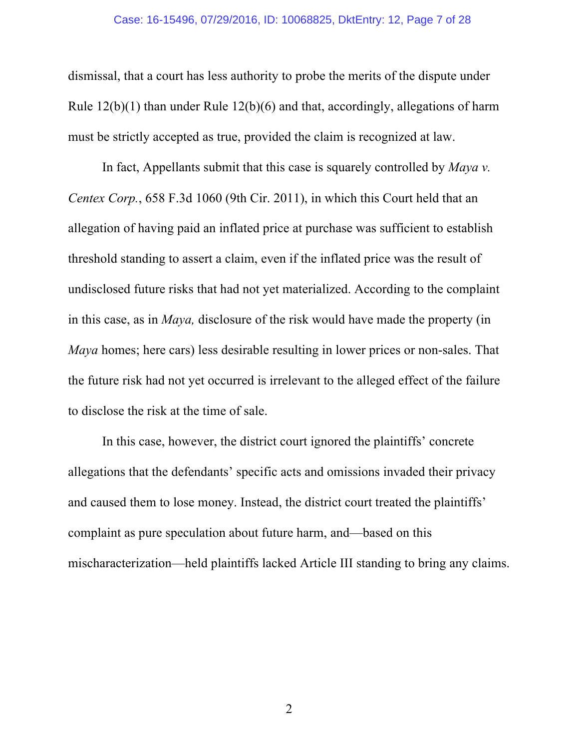dismissal, that a court has less authority to probe the merits of the dispute under Rule 12(b)(1) than under Rule 12(b)(6) and that, accordingly, allegations of harm must be strictly accepted as true, provided the claim is recognized at law.

In fact, Appellants submit that this case is squarely controlled by *Maya v. Centex Corp.*, 658 F.3d 1060 (9th Cir. 2011), in which this Court held that an allegation of having paid an inflated price at purchase was sufficient to establish threshold standing to assert a claim, even if the inflated price was the result of undisclosed future risks that had not yet materialized. According to the complaint in this case, as in *Maya,* disclosure of the risk would have made the property (in *Maya* homes; here cars) less desirable resulting in lower prices or non-sales. That the future risk had not yet occurred is irrelevant to the alleged effect of the failure to disclose the risk at the time of sale.

In this case, however, the district court ignored the plaintiffs' concrete allegations that the defendants' specific acts and omissions invaded their privacy and caused them to lose money. Instead, the district court treated the plaintiffs' complaint as pure speculation about future harm, and—based on this mischaracterization—held plaintiffs lacked Article III standing to bring any claims.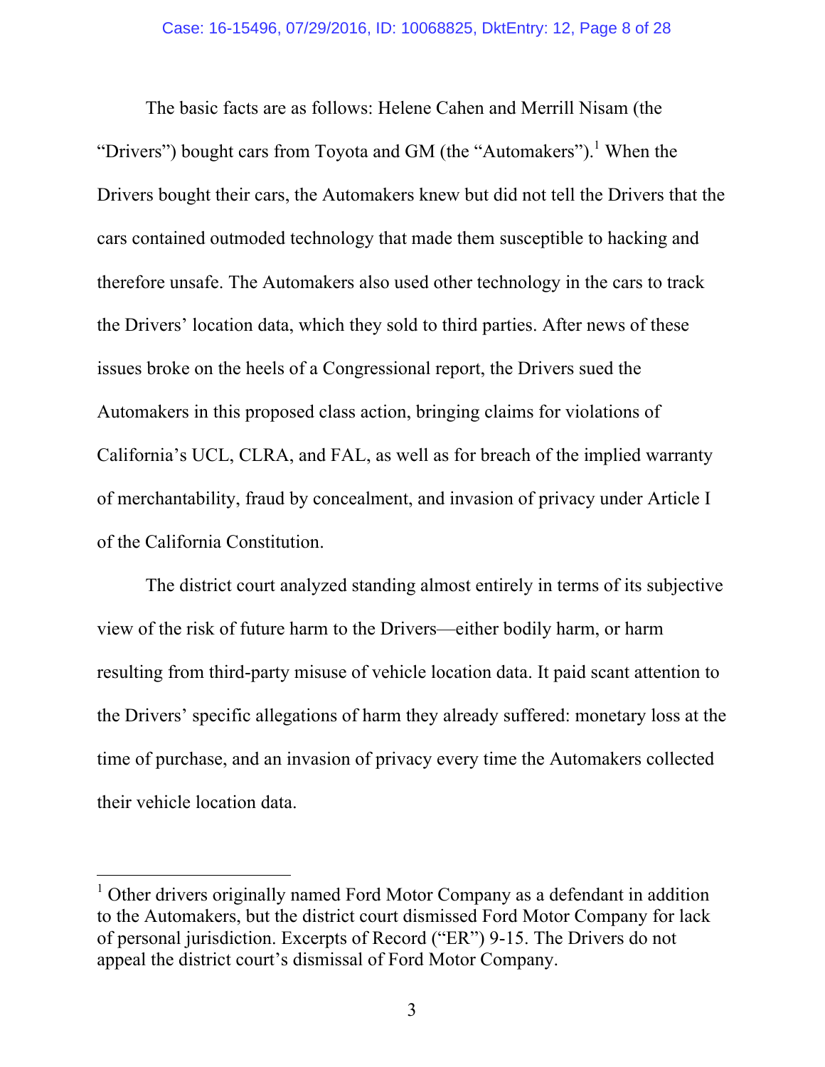The basic facts are as follows: Helene Cahen and Merrill Nisam (the "Drivers") bought cars from Toyota and GM (the "Automakers").[1] When the Drivers bought their cars, the Automakers knew but did not tell the Drivers that the cars contained outmoded technology that made them susceptible to hacking and therefore unsafe. The Automakers also used other technology in the cars to track the Drivers' location data, which they sold to third parties. After news of these issues broke on the heels of a Congressional report, the Drivers sued the Automakers in this proposed class action, bringing claims for violations of California's UCL, CLRA, and FAL, as well as for breach of the implied warranty of merchantability, fraud by concealment, and invasion of privacy under Article I of the California Constitution.

The district court analyzed standing almost entirely in terms of its subjective view of the risk of future harm to the Drivers—either bodily harm, or harm resulting from third-party misuse of vehicle location data. It paid scant attention to the Drivers' specific allegations of harm they already suffered: monetary loss at the time of purchase, and an invasion of privacy every time the Automakers collected their vehicle location data.

---

[1] Other drivers originally named Ford Motor Company as a defendant in addition to the Automakers, but the district court dismissed Ford Motor Company for lack of personal jurisdiction. Excerpts of Record ("ER") 9-15. The Drivers do not appeal the district court's dismissal of Ford Motor Company.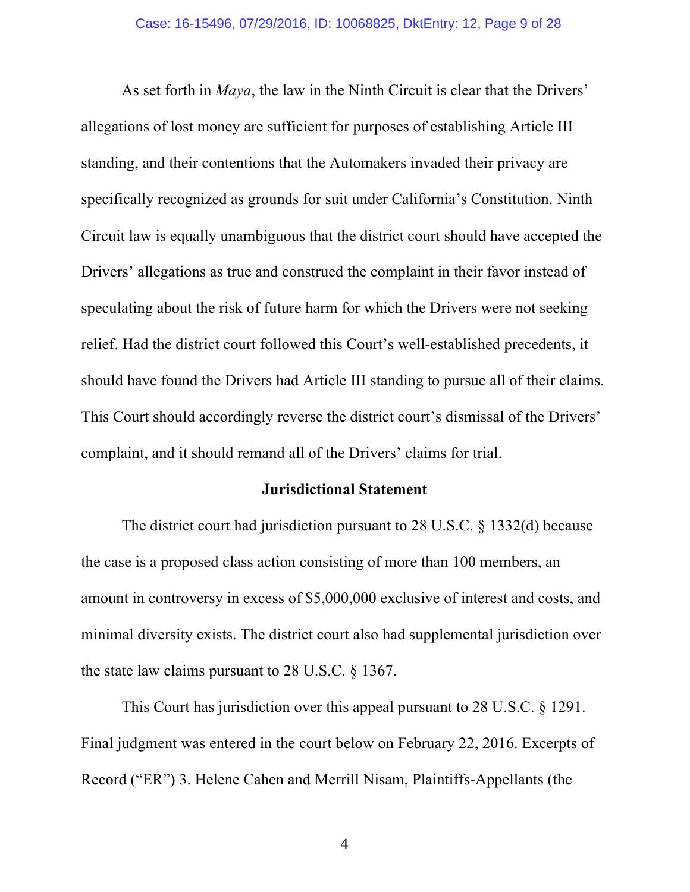As set forth in *Maya*, the law in the Ninth Circuit is clear that the Drivers' allegations of lost money are sufficient for purposes of establishing Article III standing, and their contentions that the Automakers invaded their privacy are specifically recognized as grounds for suit under California's Constitution. Ninth Circuit law is equally unambiguous that the district court should have accepted the Drivers' allegations as true and construed the complaint in their favor instead of speculating about the risk of future harm for which the Drivers were not seeking relief. Had the district court followed this Court's well-established precedents, it should have found the Drivers had Article III standing to pursue all of their claims. This Court should accordingly reverse the district court's dismissal of the Drivers' complaint, and it should remand all of the Drivers' claims for trial.

**Jurisdictional Statement**

The district court had jurisdiction pursuant to 28 U.S.C. § 1332(d) because the case is a proposed class action consisting of more than 100 members, an amount in controversy in excess of $5,000,000 exclusive of interest and costs, and minimal diversity exists. The district court also had supplemental jurisdiction over the state law claims pursuant to 28 U.S.C. § 1367.

This Court has jurisdiction over this appeal pursuant to 28 U.S.C. § 1291. Final judgment was entered in the court below on February 22, 2016. Excerpts of Record ("ER") 3. Helene Cahen and Merrill Nisam, Plaintiffs-Appellants (the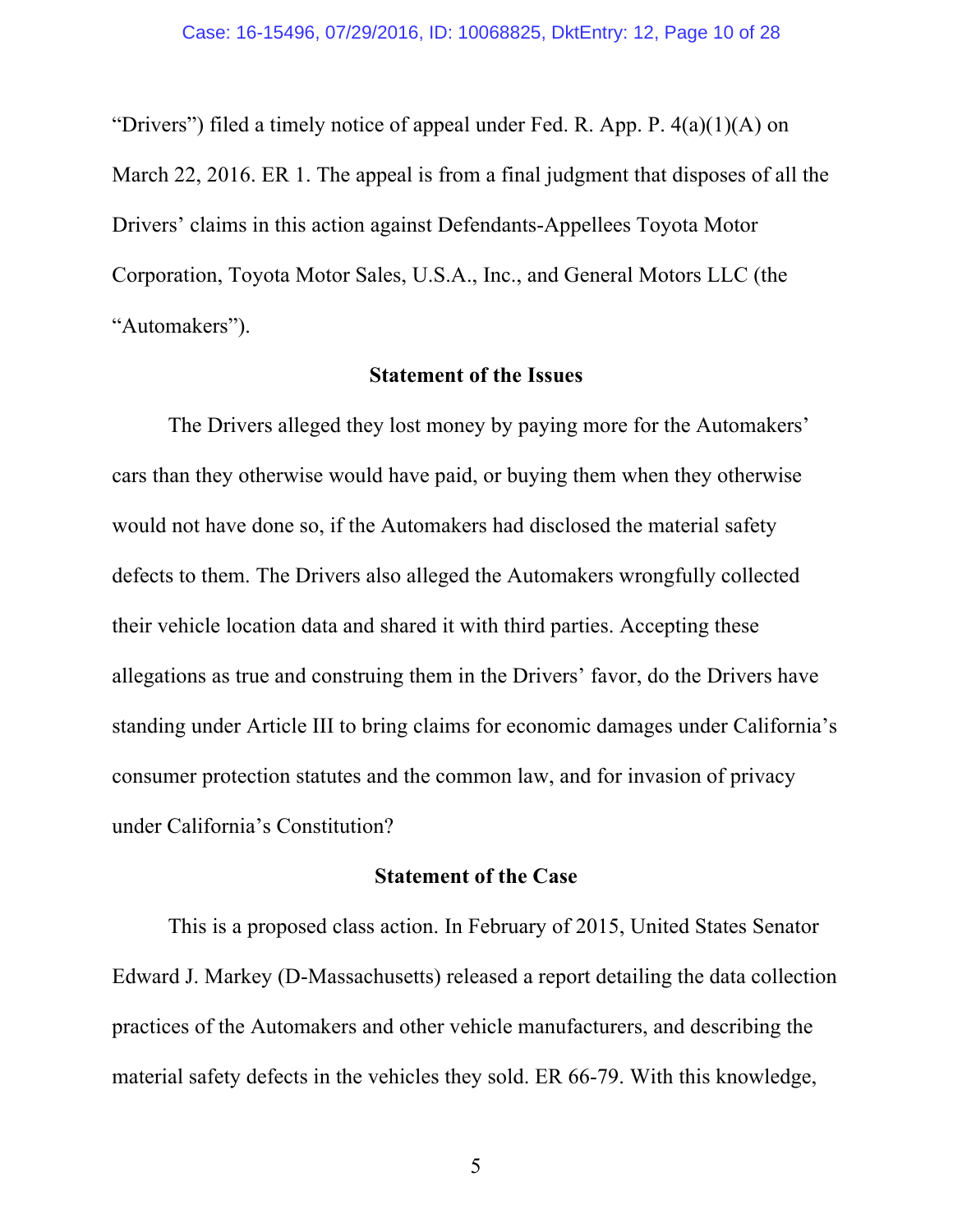"Drivers") filed a timely notice of appeal under Fed. R. App. P. 4(a)(1)(A) on March 22, 2016. ER 1. The appeal is from a final judgment that disposes of all the Drivers' claims in this action against Defendants-Appellees Toyota Motor Corporation, Toyota Motor Sales, U.S.A., Inc., and General Motors LLC (the "Automakers").

## Statement of the Issues

The Drivers alleged they lost money by paying more for the Automakers' cars than they otherwise would have paid, or buying them when they otherwise would not have done so, if the Automakers had disclosed the material safety defects to them. The Drivers also alleged the Automakers wrongfully collected their vehicle location data and shared it with third parties. Accepting these allegations as true and construing them in the Drivers' favor, do the Drivers have standing under Article III to bring claims for economic damages under California's consumer protection statutes and the common law, and for invasion of privacy under California's Constitution?

## Statement of the Case

This is a proposed class action. In February of 2015, United States Senator Edward J. Markey (D-Massachusetts) released a report detailing the data collection practices of the Automakers and other vehicle manufacturers, and describing the material safety defects in the vehicles they sold. ER 66-79. With this knowledge,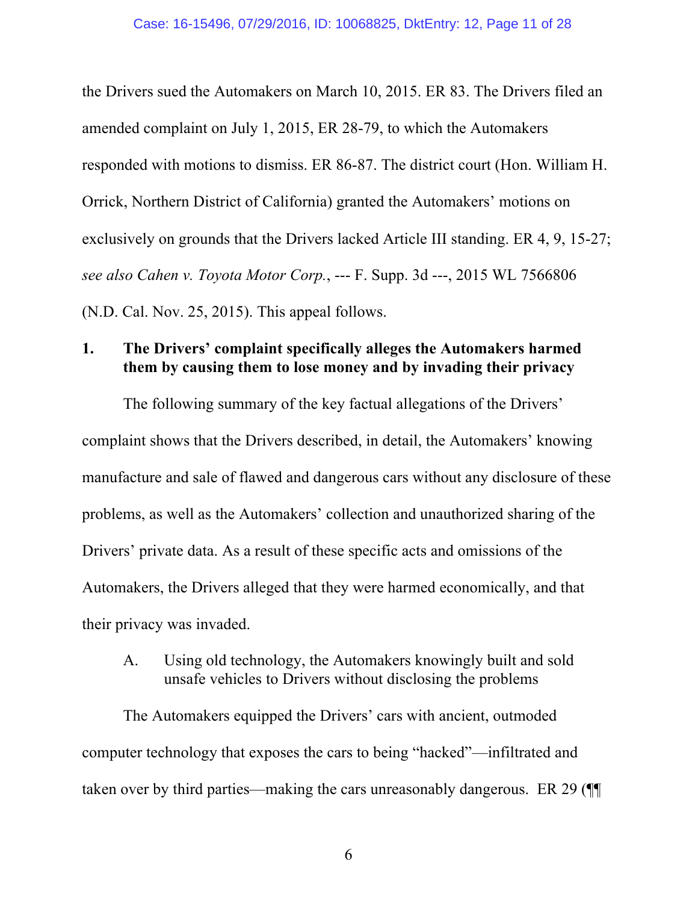the Drivers sued the Automakers on March 10, 2015. ER 83. The Drivers filed an amended complaint on July 1, 2015, ER 28-79, to which the Automakers responded with motions to dismiss. ER 86-87. The district court (Hon. William H. Orrick, Northern District of California) granted the Automakers' motions on exclusively on grounds that the Drivers lacked Article III standing. ER 4, 9, 15-27; *see also Cahen v. Toyota Motor Corp.*, --- F. Supp. 3d ---, 2015 WL 7566806 (N.D. Cal. Nov. 25, 2015). This appeal follows.

## 1. The Drivers' complaint specifically alleges the Automakers harmed them by causing them to lose money and by invading their privacy

The following summary of the key factual allegations of the Drivers' complaint shows that the Drivers described, in detail, the Automakers' knowing manufacture and sale of flawed and dangerous cars without any disclosure of these problems, as well as the Automakers' collection and unauthorized sharing of the Drivers' private data. As a result of these specific acts and omissions of the Automakers, the Drivers alleged that they were harmed economically, and that their privacy was invaded.

### A. Using old technology, the Automakers knowingly built and sold unsafe vehicles to Drivers without disclosing the problems

The Automakers equipped the Drivers' cars with ancient, outmoded computer technology that exposes the cars to being "hacked"—infiltrated and taken over by third parties—making the cars unreasonably dangerous. ER 29 (¶¶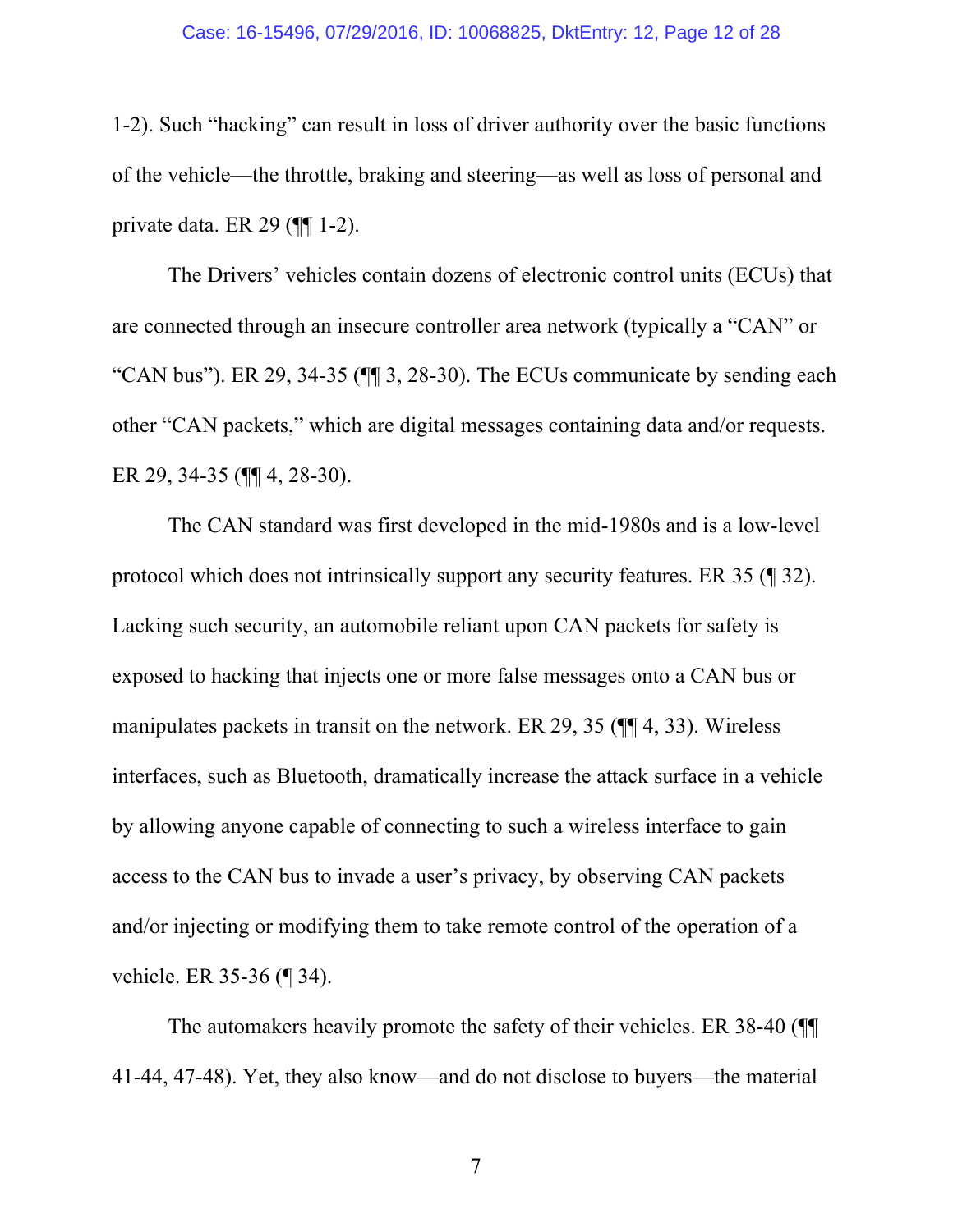1-2). Such "hacking" can result in loss of driver authority over the basic functions of the vehicle—the throttle, braking and steering—as well as loss of personal and private data. ER 29 (¶¶ 1-2).

The Drivers' vehicles contain dozens of electronic control units (ECUs) that are connected through an insecure controller area network (typically a "CAN" or "CAN bus"). ER 29, 34-35 (¶¶ 3, 28-30). The ECUs communicate by sending each other "CAN packets," which are digital messages containing data and/or requests. ER 29, 34-35 (¶¶ 4, 28-30).

The CAN standard was first developed in the mid-1980s and is a low-level protocol which does not intrinsically support any security features. ER 35 (¶ 32). Lacking such security, an automobile reliant upon CAN packets for safety is exposed to hacking that injects one or more false messages onto a CAN bus or manipulates packets in transit on the network. ER 29, 35 (¶¶ 4, 33). Wireless interfaces, such as Bluetooth, dramatically increase the attack surface in a vehicle by allowing anyone capable of connecting to such a wireless interface to gain access to the CAN bus to invade a user's privacy, by observing CAN packets and/or injecting or modifying them to take remote control of the operation of a vehicle. ER 35-36 (¶ 34).

The automakers heavily promote the safety of their vehicles. ER 38-40 (¶¶ 41-44, 47-48). Yet, they also know—and do not disclose to buyers—the material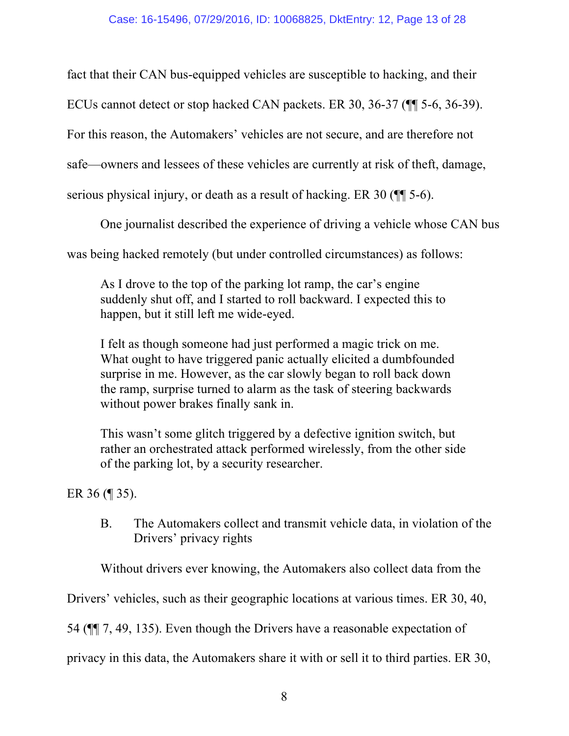fact that their CAN bus-equipped vehicles are susceptible to hacking, and their ECUs cannot detect or stop hacked CAN packets. ER 30, 36-37 (¶¶ 5-6, 36-39). For this reason, the Automakers' vehicles are not secure, and are therefore not safe—owners and lessees of these vehicles are currently at risk of theft, damage, serious physical injury, or death as a result of hacking. ER 30 (¶¶ 5-6).

One journalist described the experience of driving a vehicle whose CAN bus was being hacked remotely (but under controlled circumstances) as follows:

> As I drove to the top of the parking lot ramp, the car's engine suddenly shut off, and I started to roll backward. I expected this to happen, but it still left me wide-eyed.
>
> I felt as though someone had just performed a magic trick on me. What ought to have triggered panic actually elicited a dumbfounded surprise in me. However, as the car slowly began to roll back down the ramp, surprise turned to alarm as the task of steering backwards without power brakes finally sank in.
>
> This wasn't some glitch triggered by a defective ignition switch, but rather an orchestrated attack performed wirelessly, from the other side of the parking lot, by a security researcher.

ER 36 (¶ 35).

### B. The Automakers collect and transmit vehicle data, in violation of the Drivers' privacy rights

Without drivers ever knowing, the Automakers also collect data from the Drivers' vehicles, such as their geographic locations at various times. ER 30, 40, 54 (¶¶ 7, 49, 135). Even though the Drivers have a reasonable expectation of privacy in this data, the Automakers share it with or sell it to third parties. ER 30,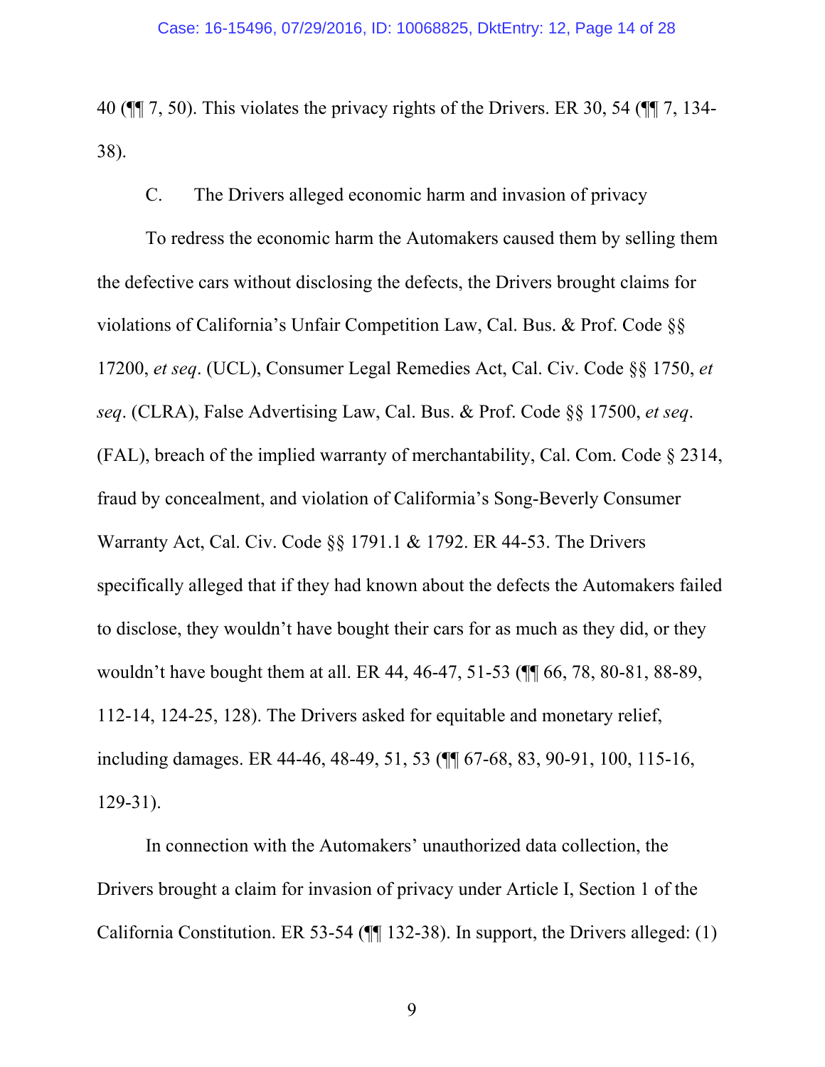40 (¶¶ 7, 50). This violates the privacy rights of the Drivers. ER 30, 54 (¶¶ 7, 134-38).

C. The Drivers alleged economic harm and invasion of privacy

To redress the economic harm the Automakers caused them by selling them the defective cars without disclosing the defects, the Drivers brought claims for violations of California's Unfair Competition Law, Cal. Bus. & Prof. Code §§ 17200, *et seq*. (UCL), Consumer Legal Remedies Act, Cal. Civ. Code §§ 1750, *et seq*. (CLRA), False Advertising Law, Cal. Bus. & Prof. Code §§ 17500, *et seq*. (FAL), breach of the implied warranty of merchantability, Cal. Com. Code § 2314, fraud by concealment, and violation of Califormia's Song-Beverly Consumer Warranty Act, Cal. Civ. Code §§ 1791.1 & 1792. ER 44-53. The Drivers specifically alleged that if they had known about the defects the Automakers failed to disclose, they wouldn't have bought their cars for as much as they did, or they wouldn't have bought them at all. ER 44, 46-47, 51-53 (¶¶ 66, 78, 80-81, 88-89, 112-14, 124-25, 128). The Drivers asked for equitable and monetary relief, including damages. ER 44-46, 48-49, 51, 53 (¶¶ 67-68, 83, 90-91, 100, 115-16, 129-31).

In connection with the Automakers' unauthorized data collection, the Drivers brought a claim for invasion of privacy under Article I, Section 1 of the California Constitution. ER 53-54 (¶¶ 132-38). In support, the Drivers alleged: (1)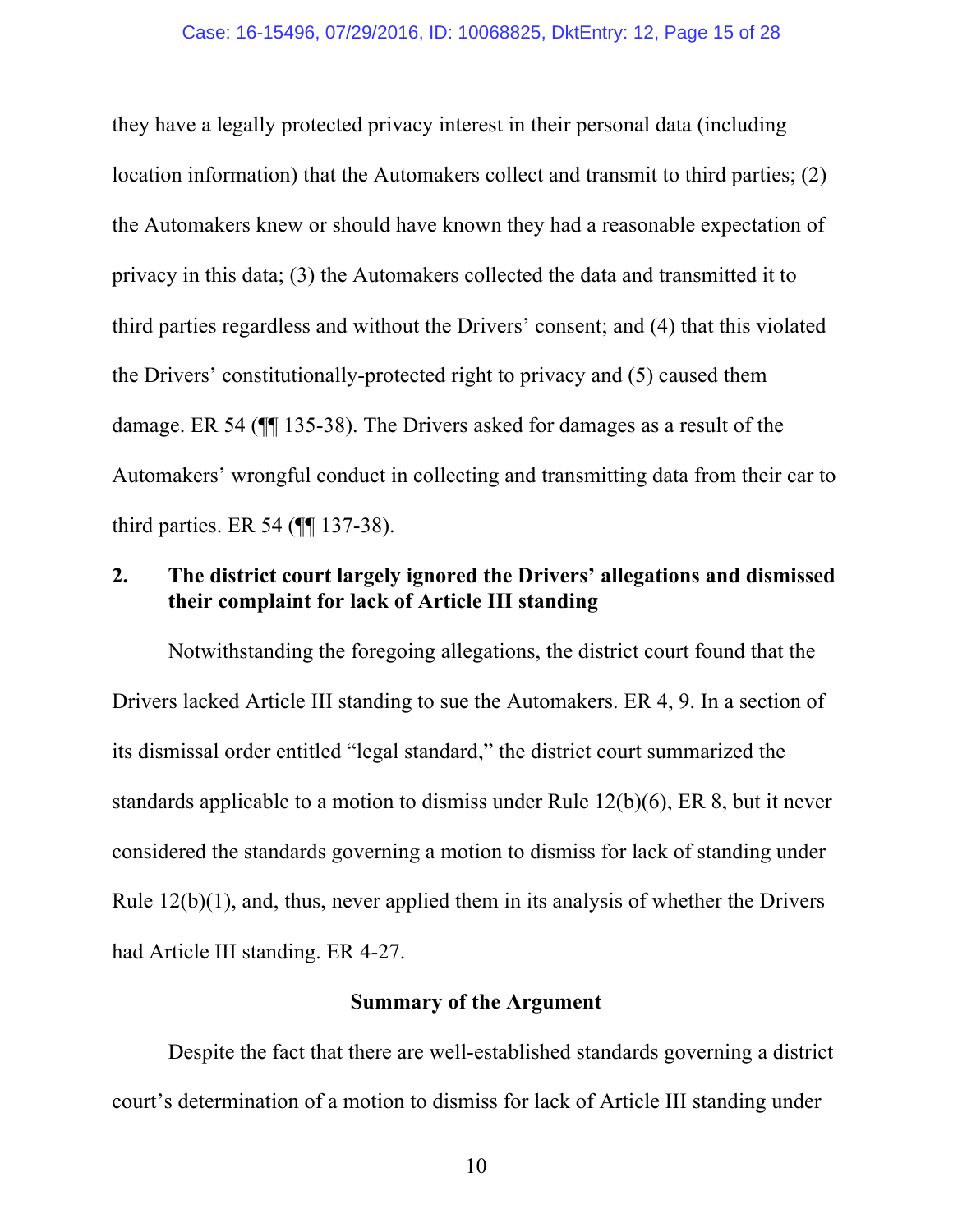they have a legally protected privacy interest in their personal data (including location information) that the Automakers collect and transmit to third parties; (2) the Automakers knew or should have known they had a reasonable expectation of privacy in this data; (3) the Automakers collected the data and transmitted it to third parties regardless and without the Drivers' consent; and (4) that this violated the Drivers' constitutionally-protected right to privacy and (5) caused them damage. ER 54 (¶¶ 135-38). The Drivers asked for damages as a result of the Automakers' wrongful conduct in collecting and transmitting data from their car to third parties. ER 54 (¶¶ 137-38).

### 2. The district court largely ignored the Drivers' allegations and dismissed their complaint for lack of Article III standing

Notwithstanding the foregoing allegations, the district court found that the Drivers lacked Article III standing to sue the Automakers. ER 4, 9. In a section of its dismissal order entitled "legal standard," the district court summarized the standards applicable to a motion to dismiss under Rule 12(b)(6), ER 8, but it never considered the standards governing a motion to dismiss for lack of standing under Rule 12(b)(1), and, thus, never applied them in its analysis of whether the Drivers had Article III standing. ER 4-27.

## Summary of the Argument

Despite the fact that there are well-established standards governing a district court's determination of a motion to dismiss for lack of Article III standing under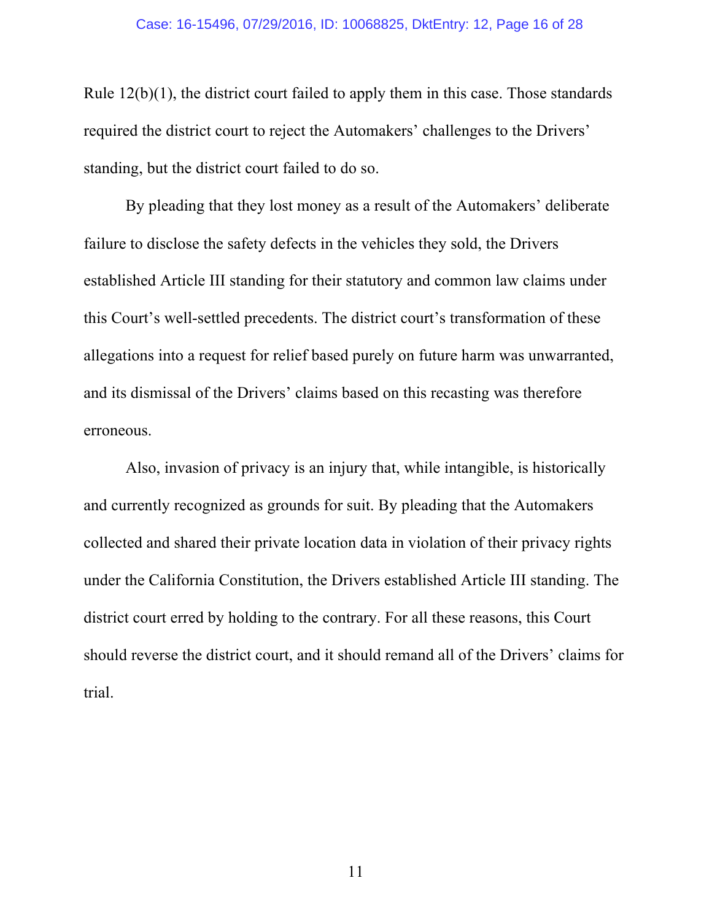Rule 12(b)(1), the district court failed to apply them in this case. Those standards required the district court to reject the Automakers' challenges to the Drivers' standing, but the district court failed to do so.

By pleading that they lost money as a result of the Automakers' deliberate failure to disclose the safety defects in the vehicles they sold, the Drivers established Article III standing for their statutory and common law claims under this Court's well-settled precedents. The district court's transformation of these allegations into a request for relief based purely on future harm was unwarranted, and its dismissal of the Drivers' claims based on this recasting was therefore erroneous.

Also, invasion of privacy is an injury that, while intangible, is historically and currently recognized as grounds for suit. By pleading that the Automakers collected and shared their private location data in violation of their privacy rights under the California Constitution, the Drivers established Article III standing. The district court erred by holding to the contrary. For all these reasons, this Court should reverse the district court, and it should remand all of the Drivers' claims for trial.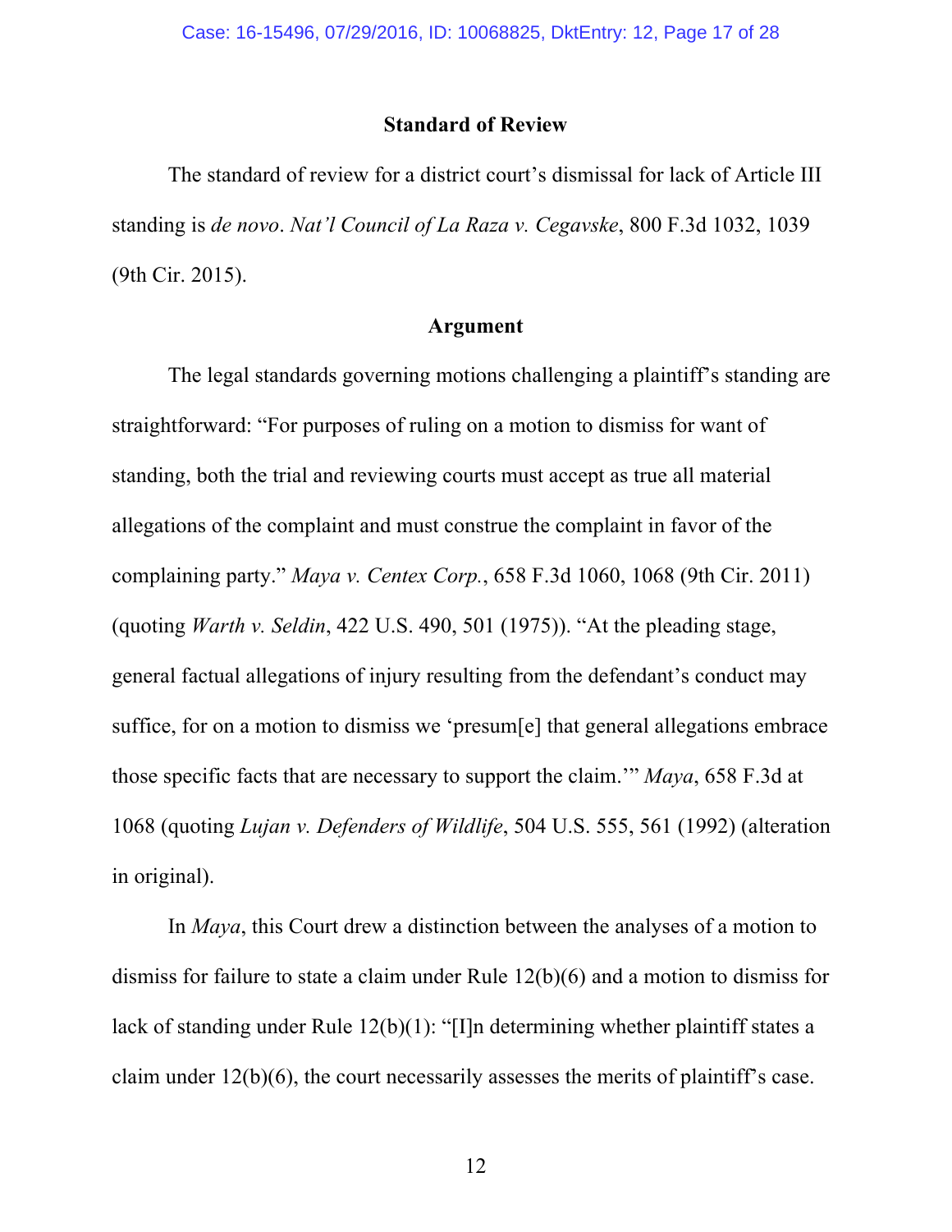## Standard of Review

The standard of review for a district court's dismissal for lack of Article III standing is *de novo*. *Nat'l Council of La Raza v. Cegavske*, 800 F.3d 1032, 1039 (9th Cir. 2015).

## Argument

The legal standards governing motions challenging a plaintiff's standing are straightforward: "For purposes of ruling on a motion to dismiss for want of standing, both the trial and reviewing courts must accept as true all material allegations of the complaint and must construe the complaint in favor of the complaining party." *Maya v. Centex Corp.*, 658 F.3d 1060, 1068 (9th Cir. 2011) (quoting *Warth v. Seldin*, 422 U.S. 490, 501 (1975)). "At the pleading stage, general factual allegations of injury resulting from the defendant's conduct may suffice, for on a motion to dismiss we 'presum[e] that general allegations embrace those specific facts that are necessary to support the claim.'" *Maya*, 658 F.3d at 1068 (quoting *Lujan v. Defenders of Wildlife*, 504 U.S. 555, 561 (1992) (alteration in original).

In *Maya*, this Court drew a distinction between the analyses of a motion to dismiss for failure to state a claim under Rule 12(b)(6) and a motion to dismiss for lack of standing under Rule 12(b)(1): "[I]n determining whether plaintiff states a claim under 12(b)(6), the court necessarily assesses the merits of plaintiff's case.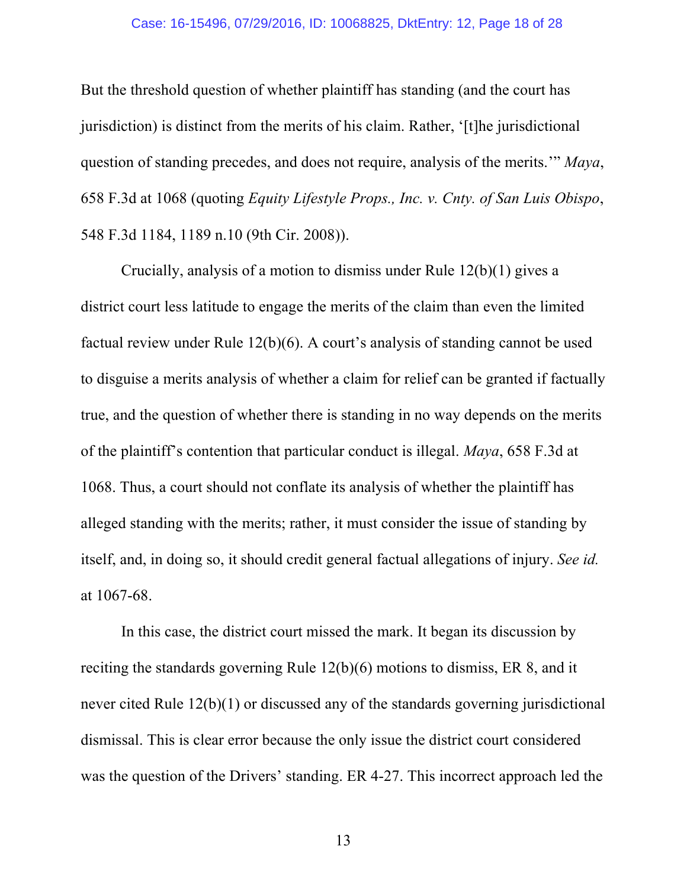But the threshold question of whether plaintiff has standing (and the court has jurisdiction) is distinct from the merits of his claim. Rather, '[t]he jurisdictional question of standing precedes, and does not require, analysis of the merits.'" *Maya*, 658 F.3d at 1068 (quoting *Equity Lifestyle Props., Inc. v. Cnty. of San Luis Obispo*, 548 F.3d 1184, 1189 n.10 (9th Cir. 2008)).

Crucially, analysis of a motion to dismiss under Rule 12(b)(1) gives a district court less latitude to engage the merits of the claim than even the limited factual review under Rule 12(b)(6). A court's analysis of standing cannot be used to disguise a merits analysis of whether a claim for relief can be granted if factually true, and the question of whether there is standing in no way depends on the merits of the plaintiff's contention that particular conduct is illegal. *Maya*, 658 F.3d at 1068. Thus, a court should not conflate its analysis of whether the plaintiff has alleged standing with the merits; rather, it must consider the issue of standing by itself, and, in doing so, it should credit general factual allegations of injury. *See id.* at 1067-68.

In this case, the district court missed the mark. It began its discussion by reciting the standards governing Rule 12(b)(6) motions to dismiss, ER 8, and it never cited Rule 12(b)(1) or discussed any of the standards governing jurisdictional dismissal. This is clear error because the only issue the district court considered was the question of the Drivers' standing. ER 4-27. This incorrect approach led the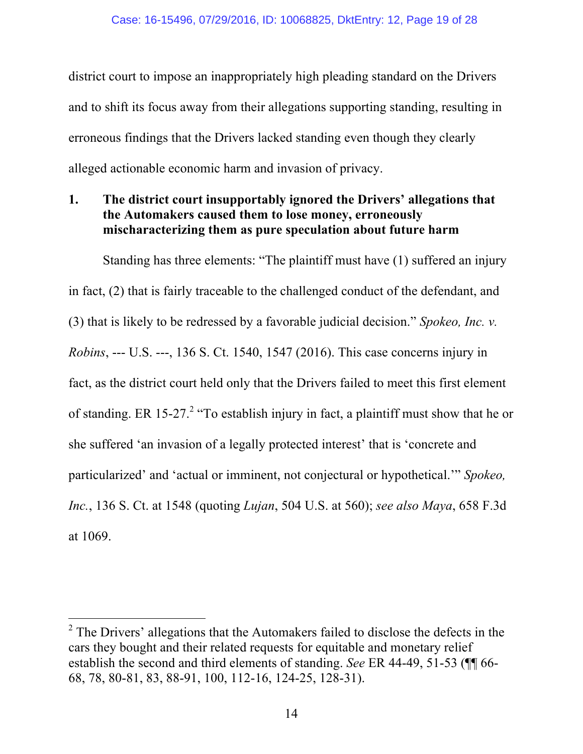district court to impose an inappropriately high pleading standard on the Drivers and to shift its focus away from their allegations supporting standing, resulting in erroneous findings that the Drivers lacked standing even though they clearly alleged actionable economic harm and invasion of privacy.

### 1. The district court insupportably ignored the Drivers' allegations that the Automakers caused them to lose money, erroneously mischaracterizing them as pure speculation about future harm

Standing has three elements: "The plaintiff must have (1) suffered an injury in fact, (2) that is fairly traceable to the challenged conduct of the defendant, and (3) that is likely to be redressed by a favorable judicial decision." *Spokeo, Inc. v. Robins*, --- U.S. ---, 136 S. Ct. 1540, 1547 (2016). This case concerns injury in fact, as the district court held only that the Drivers failed to meet this first element of standing. ER 15-27.[2] "To establish injury in fact, a plaintiff must show that he or she suffered 'an invasion of a legally protected interest' that is 'concrete and particularized' and 'actual or imminent, not conjectural or hypothetical.'" *Spokeo, Inc.*, 136 S. Ct. at 1548 (quoting *Lujan*, 504 U.S. at 560); *see also Maya*, 658 F.3d at 1069.

---

[2] The Drivers' allegations that the Automakers failed to disclose the defects in the cars they bought and their related requests for equitable and monetary relief establish the second and third elements of standing. *See* ER 44-49, 51-53 (¶¶ 66-68, 78, 80-81, 83, 88-91, 100, 112-16, 124-25, 128-31).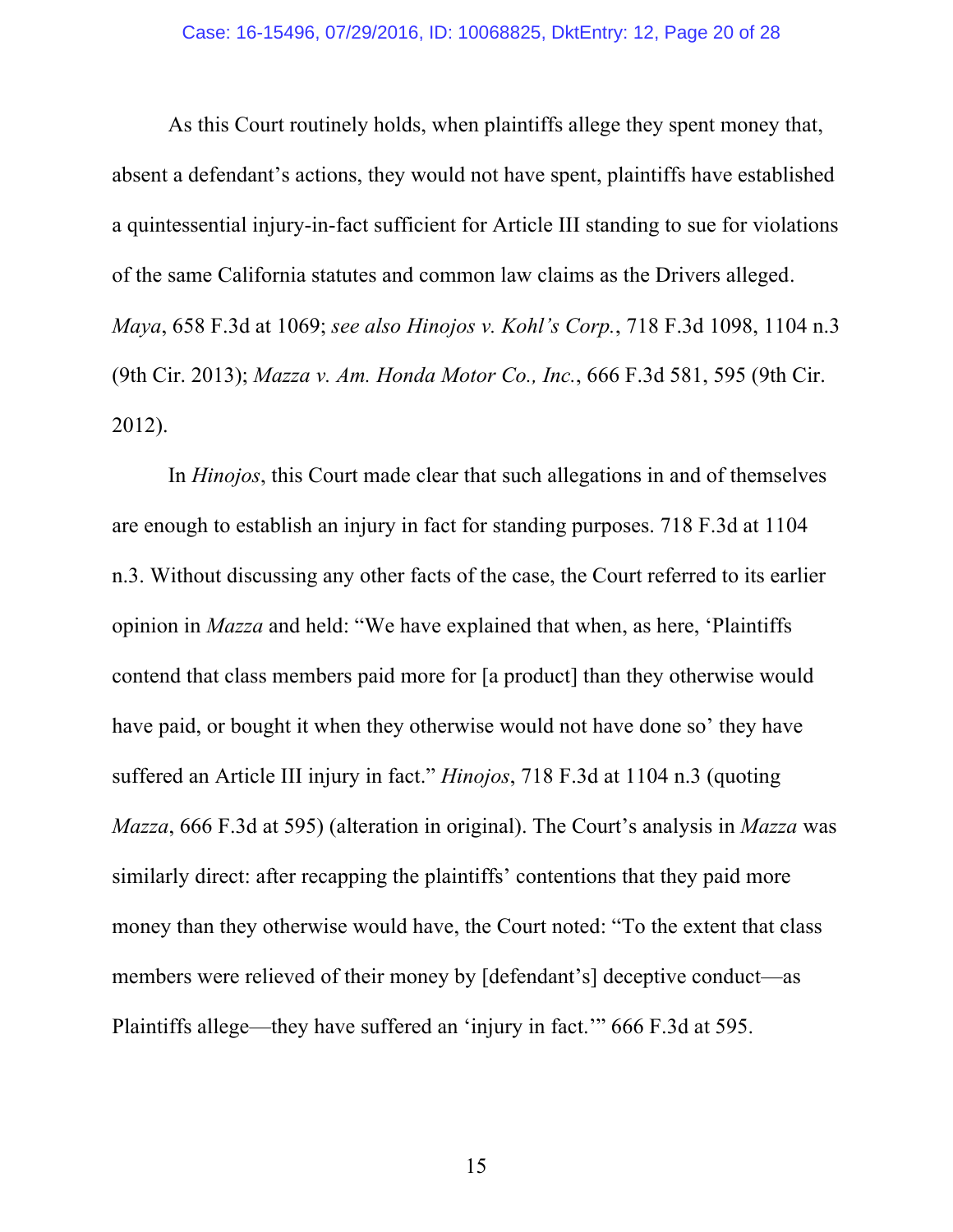As this Court routinely holds, when plaintiffs allege they spent money that, absent a defendant's actions, they would not have spent, plaintiffs have established a quintessential injury-in-fact sufficient for Article III standing to sue for violations of the same California statutes and common law claims as the Drivers alleged. *Maya*, 658 F.3d at 1069; *see also Hinojos v. Kohl's Corp.*, 718 F.3d 1098, 1104 n.3 (9th Cir. 2013); *Mazza v. Am. Honda Motor Co., Inc.*, 666 F.3d 581, 595 (9th Cir. 2012).

In *Hinojos*, this Court made clear that such allegations in and of themselves are enough to establish an injury in fact for standing purposes. 718 F.3d at 1104 n.3. Without discussing any other facts of the case, the Court referred to its earlier opinion in *Mazza* and held: "We have explained that when, as here, 'Plaintiffs contend that class members paid more for [a product] than they otherwise would have paid, or bought it when they otherwise would not have done so' they have suffered an Article III injury in fact." *Hinojos*, 718 F.3d at 1104 n.3 (quoting *Mazza*, 666 F.3d at 595) (alteration in original). The Court's analysis in *Mazza* was similarly direct: after recapping the plaintiffs' contentions that they paid more money than they otherwise would have, the Court noted: "To the extent that class members were relieved of their money by [defendant's] deceptive conduct—as Plaintiffs allege—they have suffered an 'injury in fact.'" 666 F.3d at 595.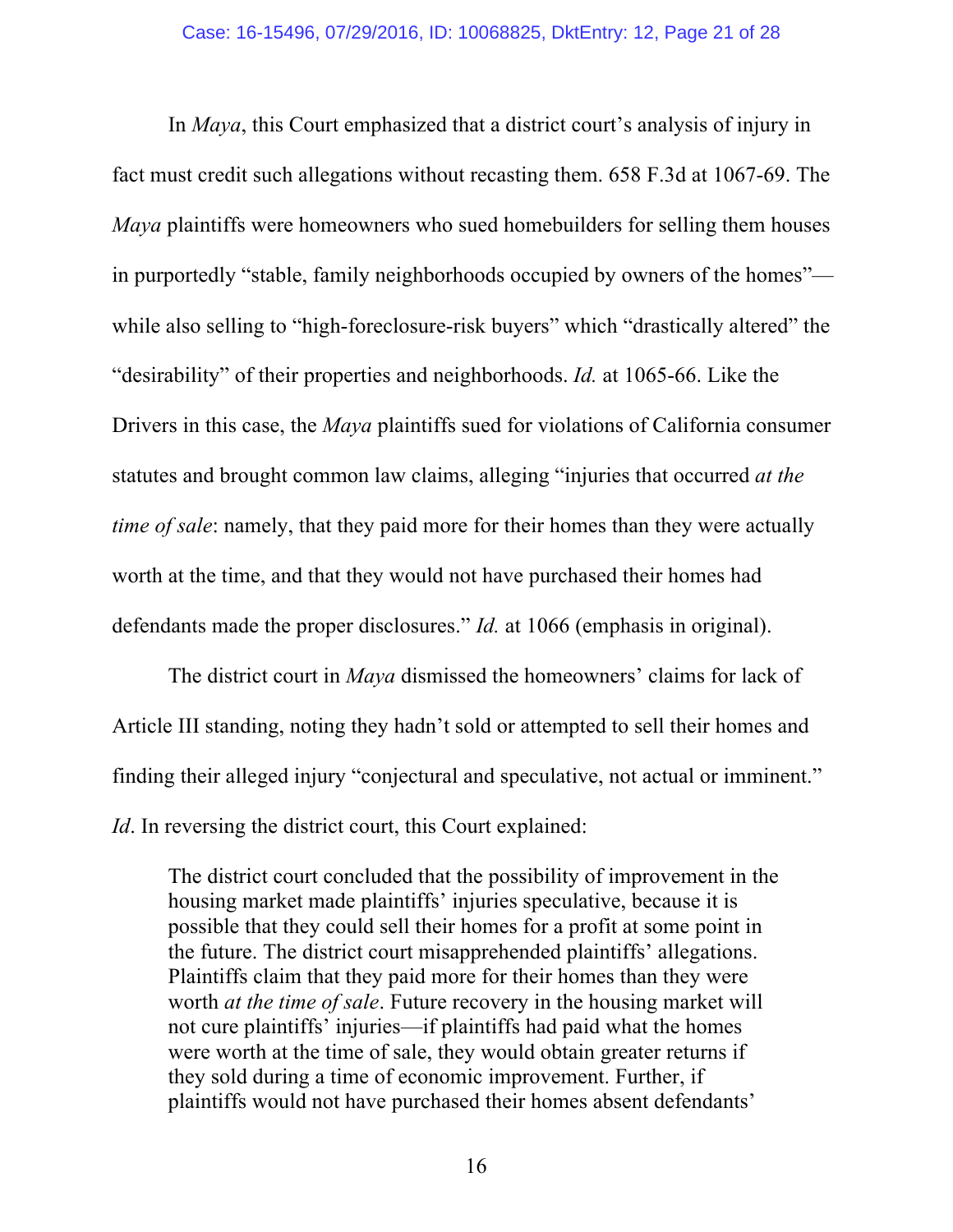In *Maya*, this Court emphasized that a district court's analysis of injury in fact must credit such allegations without recasting them. 658 F.3d at 1067-69. The *Maya* plaintiffs were homeowners who sued homebuilders for selling them houses in purportedly "stable, family neighborhoods occupied by owners of the homes"—while also selling to "high-foreclosure-risk buyers" which "drastically altered" the "desirability" of their properties and neighborhoods. *Id.* at 1065-66. Like the Drivers in this case, the *Maya* plaintiffs sued for violations of California consumer statutes and brought common law claims, alleging "injuries that occurred *at the time of sale*: namely, that they paid more for their homes than they were actually worth at the time, and that they would not have purchased their homes had defendants made the proper disclosures." *Id.* at 1066 (emphasis in original).

The district court in *Maya* dismissed the homeowners' claims for lack of Article III standing, noting they hadn't sold or attempted to sell their homes and finding their alleged injury "conjectural and speculative, not actual or imminent." *Id*. In reversing the district court, this Court explained:

> The district court concluded that the possibility of improvement in the housing market made plaintiffs' injuries speculative, because it is possible that they could sell their homes for a profit at some point in the future. The district court misapprehended plaintiffs' allegations. Plaintiffs claim that they paid more for their homes than they were worth *at the time of sale*. Future recovery in the housing market will not cure plaintiffs' injuries—if plaintiffs had paid what the homes were worth at the time of sale, they would obtain greater returns if they sold during a time of economic improvement. Further, if plaintiffs would not have purchased their homes absent defendants'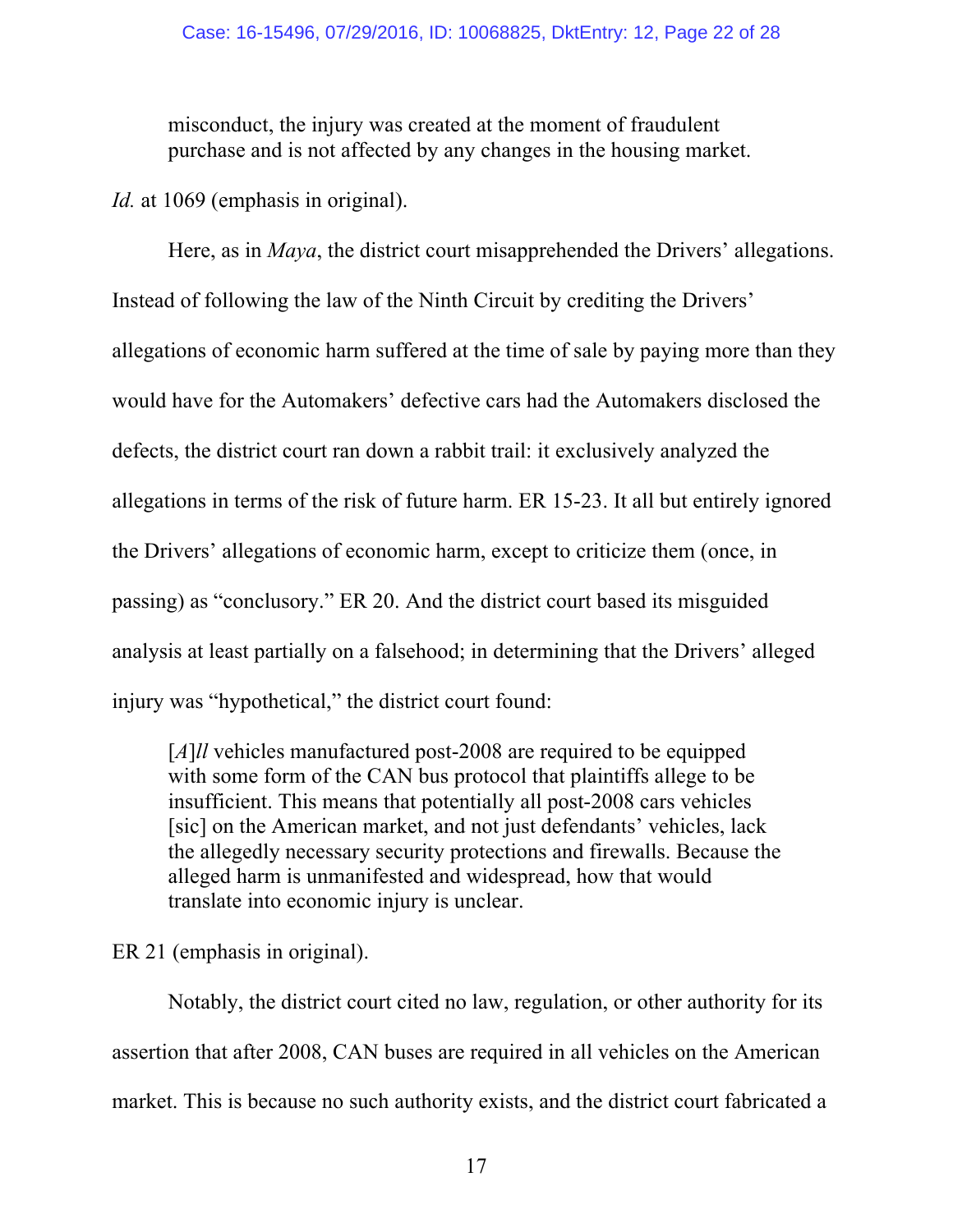> misconduct, the injury was created at the moment of fraudulent purchase and is not affected by any changes in the housing market.

*Id.* at 1069 (emphasis in original).

Here, as in *Maya*, the district court misapprehended the Drivers' allegations. Instead of following the law of the Ninth Circuit by crediting the Drivers' allegations of economic harm suffered at the time of sale by paying more than they would have for the Automakers' defective cars had the Automakers disclosed the defects, the district court ran down a rabbit trail: it exclusively analyzed the allegations in terms of the risk of future harm. ER 15-23. It all but entirely ignored the Drivers' allegations of economic harm, except to criticize them (once, in passing) as "conclusory." ER 20. And the district court based its misguided analysis at least partially on a falsehood; in determining that the Drivers' alleged injury was "hypothetical," the district court found:

> [*A*]*ll* vehicles manufactured post-2008 are required to be equipped with some form of the CAN bus protocol that plaintiffs allege to be insufficient. This means that potentially all post-2008 cars vehicles [sic] on the American market, and not just defendants' vehicles, lack the allegedly necessary security protections and firewalls. Because the alleged harm is unmanifested and widespread, how that would translate into economic injury is unclear.

ER 21 (emphasis in original).

Notably, the district court cited no law, regulation, or other authority for its assertion that after 2008, CAN buses are required in all vehicles on the American market. This is because no such authority exists, and the district court fabricated a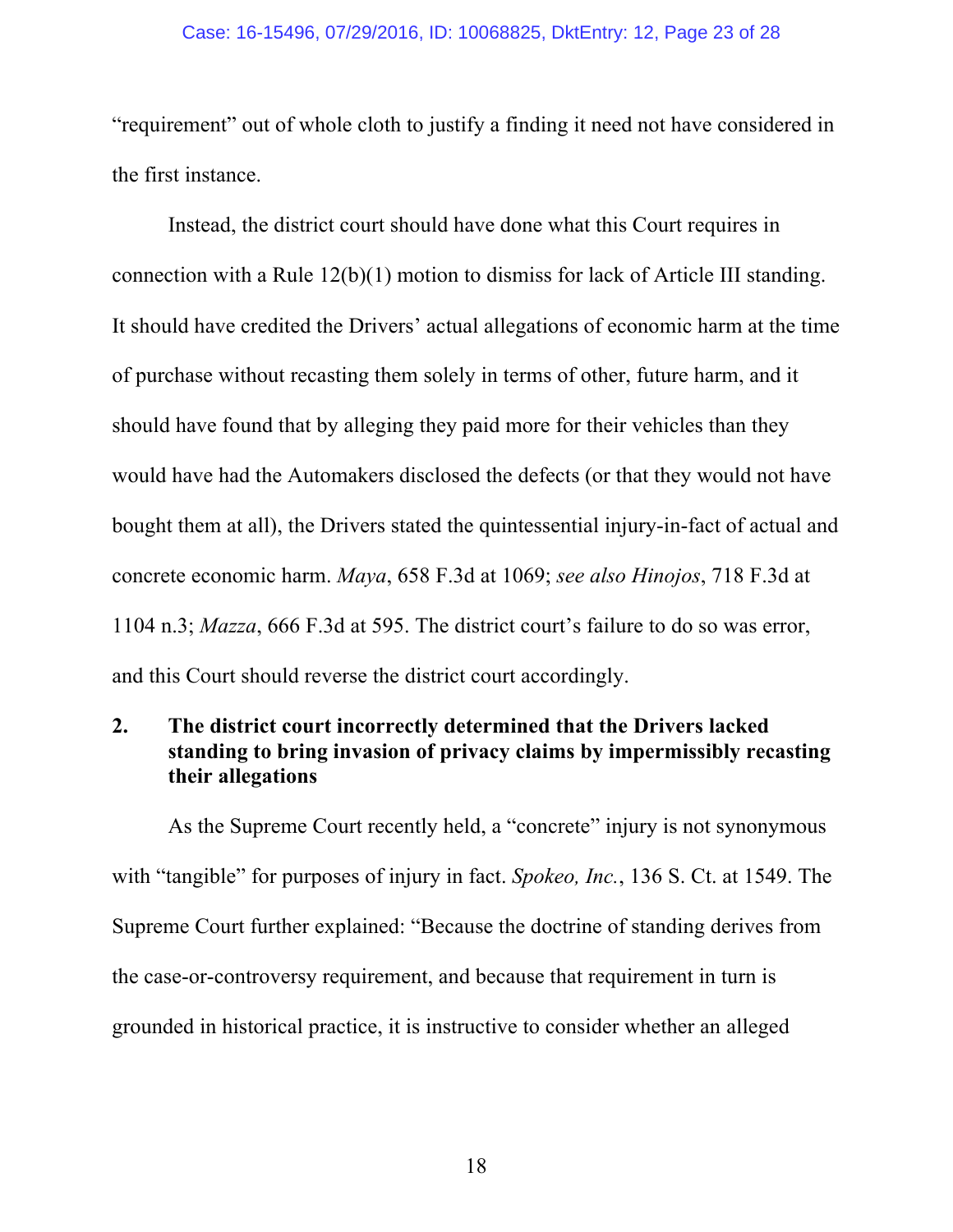"requirement" out of whole cloth to justify a finding it need not have considered in the first instance.

Instead, the district court should have done what this Court requires in connection with a Rule 12(b)(1) motion to dismiss for lack of Article III standing. It should have credited the Drivers' actual allegations of economic harm at the time of purchase without recasting them solely in terms of other, future harm, and it should have found that by alleging they paid more for their vehicles than they would have had the Automakers disclosed the defects (or that they would not have bought them at all), the Drivers stated the quintessential injury-in-fact of actual and concrete economic harm. *Maya*, 658 F.3d at 1069; *see also Hinojos*, 718 F.3d at 1104 n.3; *Mazza*, 666 F.3d at 595. The district court's failure to do so was error, and this Court should reverse the district court accordingly.

### 2. The district court incorrectly determined that the Drivers lacked standing to bring invasion of privacy claims by impermissibly recasting their allegations

As the Supreme Court recently held, a "concrete" injury is not synonymous with "tangible" for purposes of injury in fact. *Spokeo, Inc.*, 136 S. Ct. at 1549. The Supreme Court further explained: "Because the doctrine of standing derives from the case-or-controversy requirement, and because that requirement in turn is grounded in historical practice, it is instructive to consider whether an alleged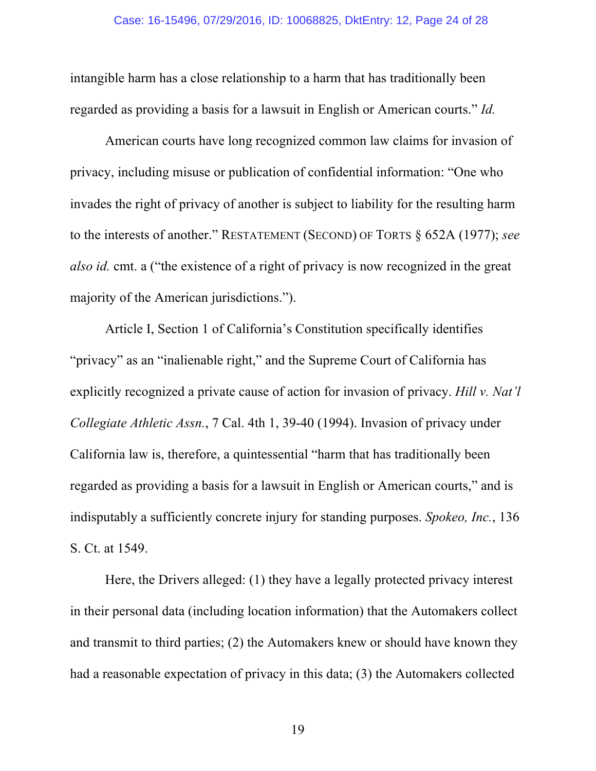intangible harm has a close relationship to a harm that has traditionally been regarded as providing a basis for a lawsuit in English or American courts." *Id.*

American courts have long recognized common law claims for invasion of privacy, including misuse or publication of confidential information: "One who invades the right of privacy of another is subject to liability for the resulting harm to the interests of another." RESTATEMENT (SECOND) OF TORTS § 652A (1977); *see also id.* cmt. a ("the existence of a right of privacy is now recognized in the great majority of the American jurisdictions.").

Article I, Section 1 of California's Constitution specifically identifies "privacy" as an "inalienable right," and the Supreme Court of California has explicitly recognized a private cause of action for invasion of privacy. *Hill v. Nat'l Collegiate Athletic Assn.*, 7 Cal. 4th 1, 39-40 (1994). Invasion of privacy under California law is, therefore, a quintessential "harm that has traditionally been regarded as providing a basis for a lawsuit in English or American courts," and is indisputably a sufficiently concrete injury for standing purposes. *Spokeo, Inc.*, 136 S. Ct. at 1549.

Here, the Drivers alleged: (1) they have a legally protected privacy interest in their personal data (including location information) that the Automakers collect and transmit to third parties; (2) the Automakers knew or should have known they had a reasonable expectation of privacy in this data; (3) the Automakers collected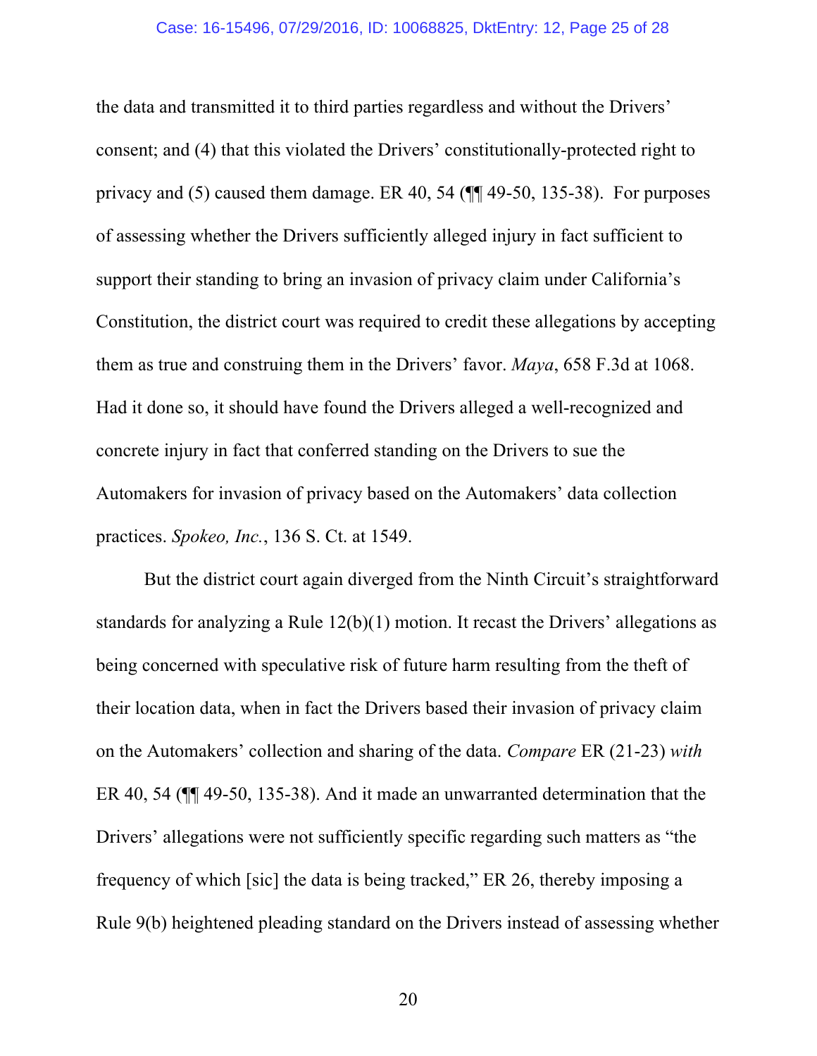the data and transmitted it to third parties regardless and without the Drivers' consent; and (4) that this violated the Drivers' constitutionally-protected right to privacy and (5) caused them damage. ER 40, 54 (¶¶ 49-50, 135-38). For purposes of assessing whether the Drivers sufficiently alleged injury in fact sufficient to support their standing to bring an invasion of privacy claim under California's Constitution, the district court was required to credit these allegations by accepting them as true and construing them in the Drivers' favor. *Maya*, 658 F.3d at 1068. Had it done so, it should have found the Drivers alleged a well-recognized and concrete injury in fact that conferred standing on the Drivers to sue the Automakers for invasion of privacy based on the Automakers' data collection practices. *Spokeo, Inc.*, 136 S. Ct. at 1549.

But the district court again diverged from the Ninth Circuit's straightforward standards for analyzing a Rule 12(b)(1) motion. It recast the Drivers' allegations as being concerned with speculative risk of future harm resulting from the theft of their location data, when in fact the Drivers based their invasion of privacy claim on the Automakers' collection and sharing of the data. *Compare* ER (21-23) *with* ER 40, 54 (¶¶ 49-50, 135-38). And it made an unwarranted determination that the Drivers' allegations were not sufficiently specific regarding such matters as "the frequency of which [sic] the data is being tracked," ER 26, thereby imposing a Rule 9(b) heightened pleading standard on the Drivers instead of assessing whether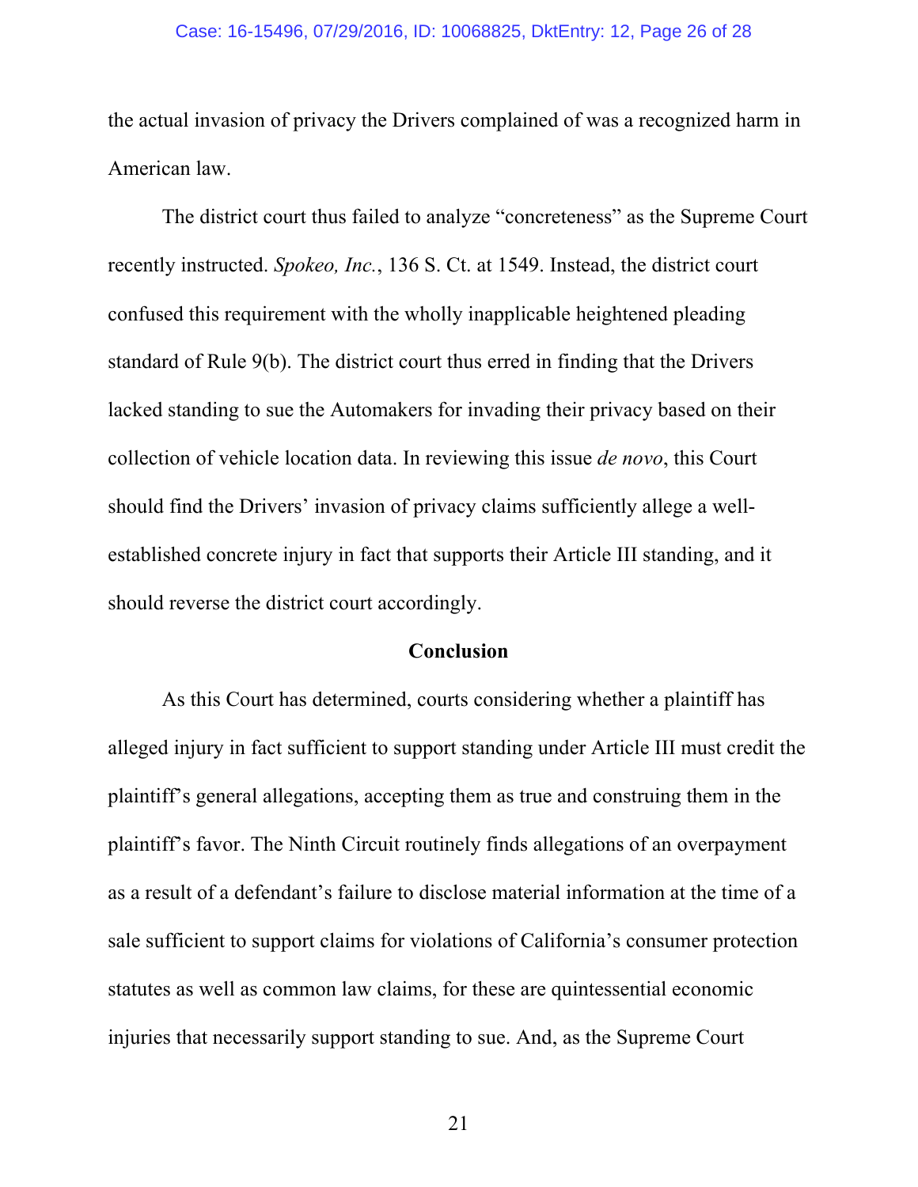the actual invasion of privacy the Drivers complained of was a recognized harm in American law.

The district court thus failed to analyze "concreteness" as the Supreme Court recently instructed. *Spokeo, Inc.*, 136 S. Ct. at 1549. Instead, the district court confused this requirement with the wholly inapplicable heightened pleading standard of Rule 9(b). The district court thus erred in finding that the Drivers lacked standing to sue the Automakers for invading their privacy based on their collection of vehicle location data. In reviewing this issue *de novo*, this Court should find the Drivers' invasion of privacy claims sufficiently allege a well-established concrete injury in fact that supports their Article III standing, and it should reverse the district court accordingly.

**Conclusion**

As this Court has determined, courts considering whether a plaintiff has alleged injury in fact sufficient to support standing under Article III must credit the plaintiff's general allegations, accepting them as true and construing them in the plaintiff's favor. The Ninth Circuit routinely finds allegations of an overpayment as a result of a defendant's failure to disclose material information at the time of a sale sufficient to support claims for violations of California's consumer protection statutes as well as common law claims, for these are quintessential economic injuries that necessarily support standing to sue. And, as the Supreme Court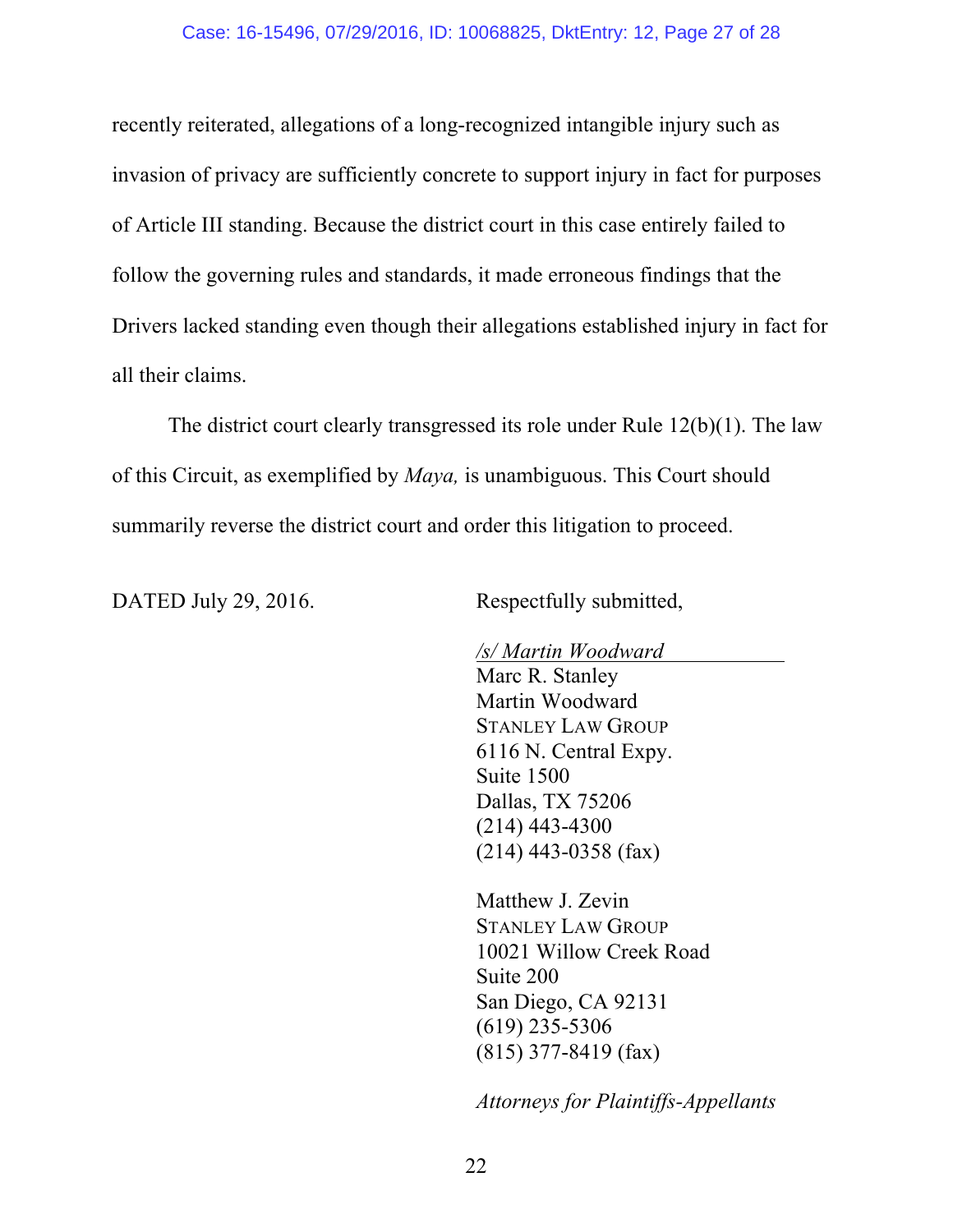recently reiterated, allegations of a long-recognized intangible injury such as invasion of privacy are sufficiently concrete to support injury in fact for purposes of Article III standing. Because the district court in this case entirely failed to follow the governing rules and standards, it made erroneous findings that the Drivers lacked standing even though their allegations established injury in fact for all their claims.

The district court clearly transgressed its role under Rule 12(b)(1). The law of this Circuit, as exemplified by *Maya,* is unambiguous. This Court should summarily reverse the district court and order this litigation to proceed.

DATED July 29, 2016.

Respectfully submitted,

*/s/ Martin Woodward*
Marc R. Stanley
Martin Woodward
STANLEY LAW GROUP
6116 N. Central Expy.
Suite 1500
Dallas, TX 75206
(214) 443-4300
(214) 443-0358 (fax)

Matthew J. Zevin
STANLEY LAW GROUP
10021 Willow Creek Road
Suite 200
San Diego, CA 92131
(619) 235-5306
(815) 377-8419 (fax)

*Attorneys for Plaintiffs-Appellants*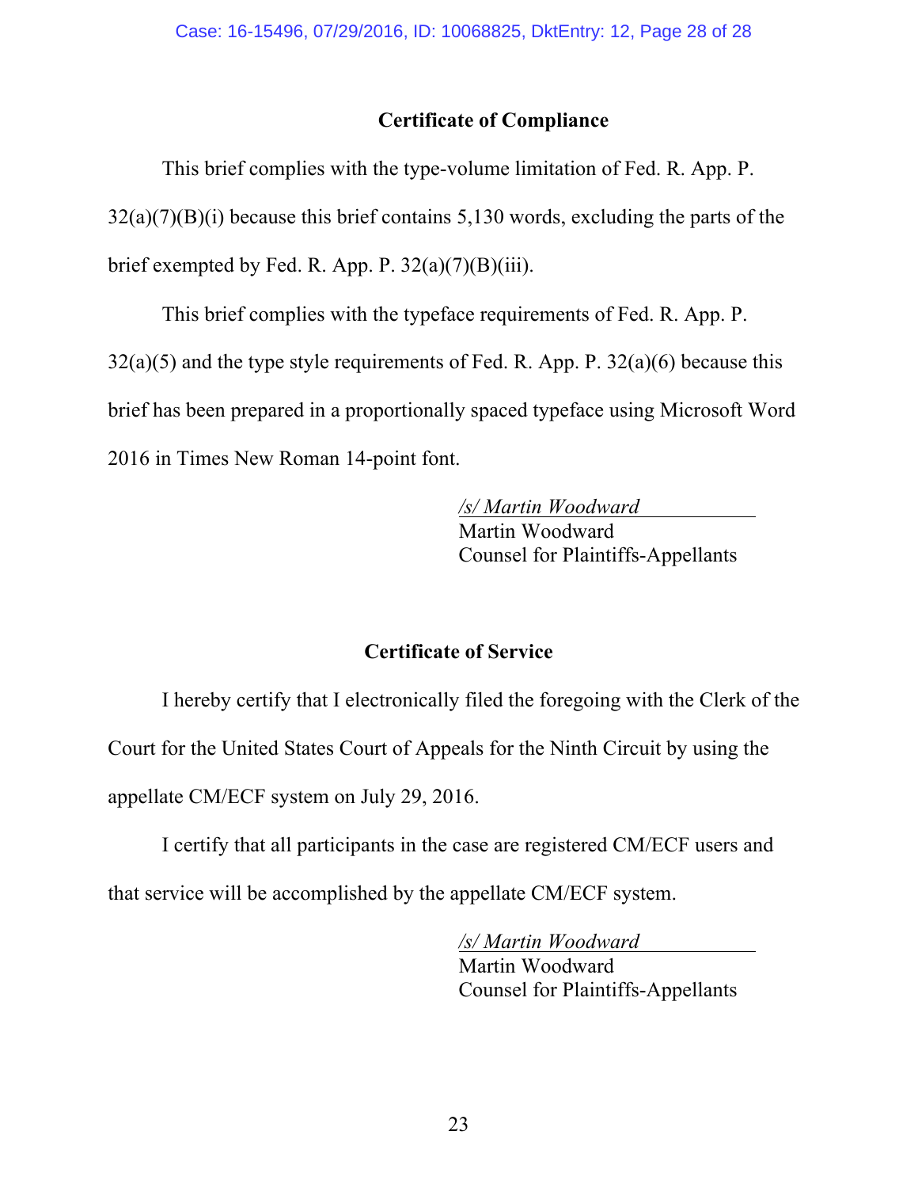## Certificate of Compliance

This brief complies with the type-volume limitation of Fed. R. App. P. 32(a)(7)(B)(i) because this brief contains 5,130 words, excluding the parts of the brief exempted by Fed. R. App. P. 32(a)(7)(B)(iii).

This brief complies with the typeface requirements of Fed. R. App. P. 32(a)(5) and the type style requirements of Fed. R. App. P. 32(a)(6) because this brief has been prepared in a proportionally spaced typeface using Microsoft Word 2016 in Times New Roman 14-point font.

*/s/ Martin Woodward*
Martin Woodward
Counsel for Plaintiffs-Appellants

## Certificate of Service

I hereby certify that I electronically filed the foregoing with the Clerk of the Court for the United States Court of Appeals for the Ninth Circuit by using the appellate CM/ECF system on July 29, 2016.

I certify that all participants in the case are registered CM/ECF users and that service will be accomplished by the appellate CM/ECF system.

*/s/ Martin Woodward*
Martin Woodward
Counsel for Plaintiffs-Appellants